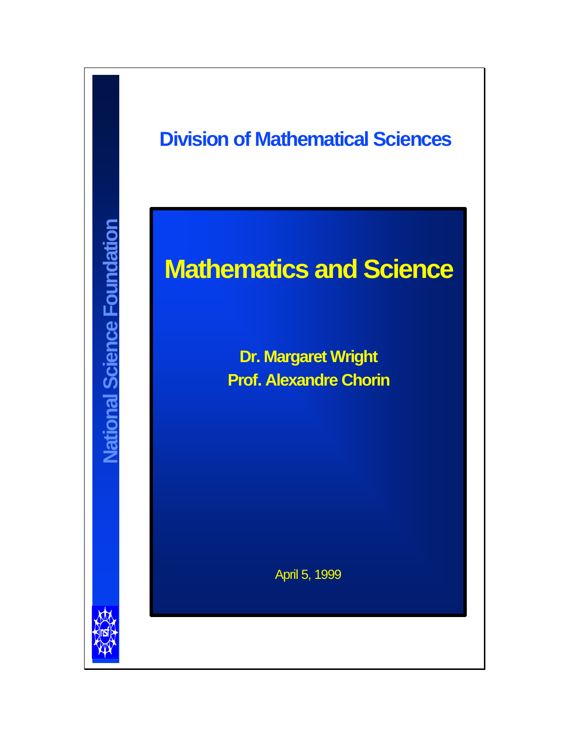National Science Foundation

## Division of Mathematical Sciences

# Mathematics and Science

**Dr. Margaret Wright**
**Prof. Alexandre Chorin**

April 5, 1999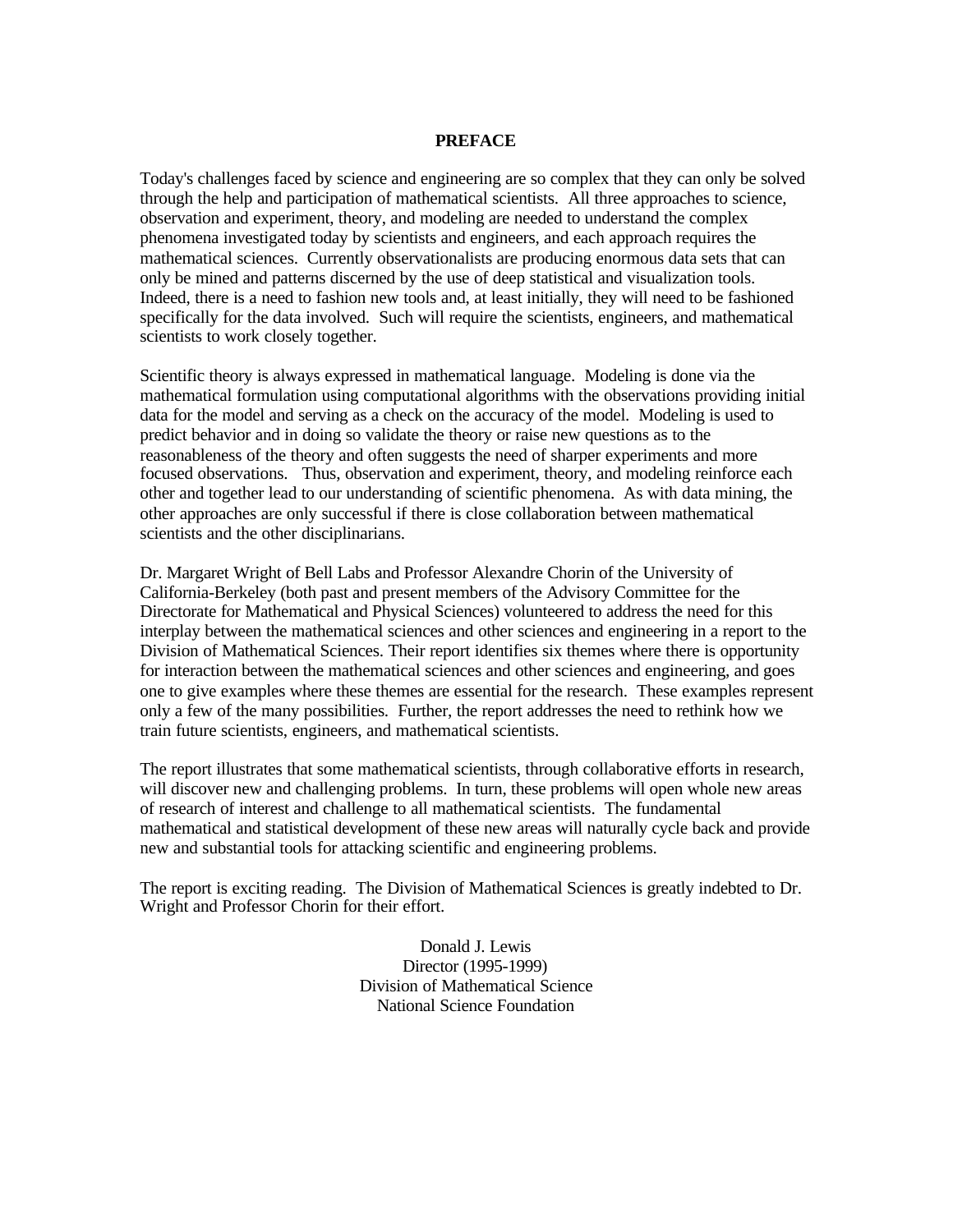# PREFACE

Today's challenges faced by science and engineering are so complex that they can only be solved through the help and participation of mathematical scientists. All three approaches to science, observation and experiment, theory, and modeling are needed to understand the complex phenomena investigated today by scientists and engineers, and each approach requires the mathematical sciences. Currently observationalists are producing enormous data sets that can only be mined and patterns discerned by the use of deep statistical and visualization tools. Indeed, there is a need to fashion new tools and, at least initially, they will need to be fashioned specifically for the data involved. Such will require the scientists, engineers, and mathematical scientists to work closely together.

Scientific theory is always expressed in mathematical language. Modeling is done via the mathematical formulation using computational algorithms with the observations providing initial data for the model and serving as a check on the accuracy of the model. Modeling is used to predict behavior and in doing so validate the theory or raise new questions as to the reasonableness of the theory and often suggests the need of sharper experiments and more focused observations. Thus, observation and experiment, theory, and modeling reinforce each other and together lead to our understanding of scientific phenomena. As with data mining, the other approaches are only successful if there is close collaboration between mathematical scientists and the other disciplinarians.

Dr. Margaret Wright of Bell Labs and Professor Alexandre Chorin of the University of California-Berkeley (both past and present members of the Advisory Committee for the Directorate for Mathematical and Physical Sciences) volunteered to address the need for this interplay between the mathematical sciences and other sciences and engineering in a report to the Division of Mathematical Sciences. Their report identifies six themes where there is opportunity for interaction between the mathematical sciences and other sciences and engineering, and goes one to give examples where these themes are essential for the research. These examples represent only a few of the many possibilities. Further, the report addresses the need to rethink how we train future scientists, engineers, and mathematical scientists.

The report illustrates that some mathematical scientists, through collaborative efforts in research, will discover new and challenging problems. In turn, these problems will open whole new areas of research of interest and challenge to all mathematical scientists. The fundamental mathematical and statistical development of these new areas will naturally cycle back and provide new and substantial tools for attacking scientific and engineering problems.

The report is exciting reading. The Division of Mathematical Sciences is greatly indebted to Dr. Wright and Professor Chorin for their effort.

Donald J. Lewis
Director (1995-1999)
Division of Mathematical Science
National Science Foundation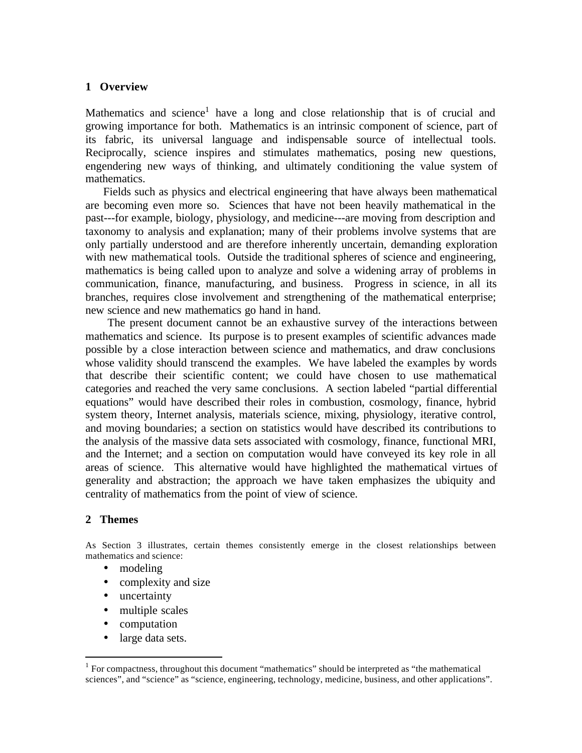## 1 Overview

Mathematics and science[1] have a long and close relationship that is of crucial and growing importance for both. Mathematics is an intrinsic component of science, part of its fabric, its universal language and indispensable source of intellectual tools. Reciprocally, science inspires and stimulates mathematics, posing new questions, engendering new ways of thinking, and ultimately conditioning the value system of mathematics.

Fields such as physics and electrical engineering that have always been mathematical are becoming even more so. Sciences that have not been heavily mathematical in the past---for example, biology, physiology, and medicine---are moving from description and taxonomy to analysis and explanation; many of their problems involve systems that are only partially understood and are therefore inherently uncertain, demanding exploration with new mathematical tools. Outside the traditional spheres of science and engineering, mathematics is being called upon to analyze and solve a widening array of problems in communication, finance, manufacturing, and business. Progress in science, in all its branches, requires close involvement and strengthening of the mathematical enterprise; new science and new mathematics go hand in hand.

The present document cannot be an exhaustive survey of the interactions between mathematics and science. Its purpose is to present examples of scientific advances made possible by a close interaction between science and mathematics, and draw conclusions whose validity should transcend the examples. We have labeled the examples by words that describe their scientific content; we could have chosen to use mathematical categories and reached the very same conclusions. A section labeled "partial differential equations" would have described their roles in combustion, cosmology, finance, hybrid system theory, Internet analysis, materials science, mixing, physiology, iterative control, and moving boundaries; a section on statistics would have described its contributions to the analysis of the massive data sets associated with cosmology, finance, functional MRI, and the Internet; and a section on computation would have conveyed its key role in all areas of science. This alternative would have highlighted the mathematical virtues of generality and abstraction; the approach we have taken emphasizes the ubiquity and centrality of mathematics from the point of view of science.

## 2 Themes

As Section 3 illustrates, certain themes consistently emerge in the closest relationships between mathematics and science:

- modeling
- complexity and size
- uncertainty
- multiple scales
- computation
- large data sets.

---

[1] For compactness, throughout this document "mathematics" should be interpreted as "the mathematical sciences", and "science" as "science, engineering, technology, medicine, business, and other applications".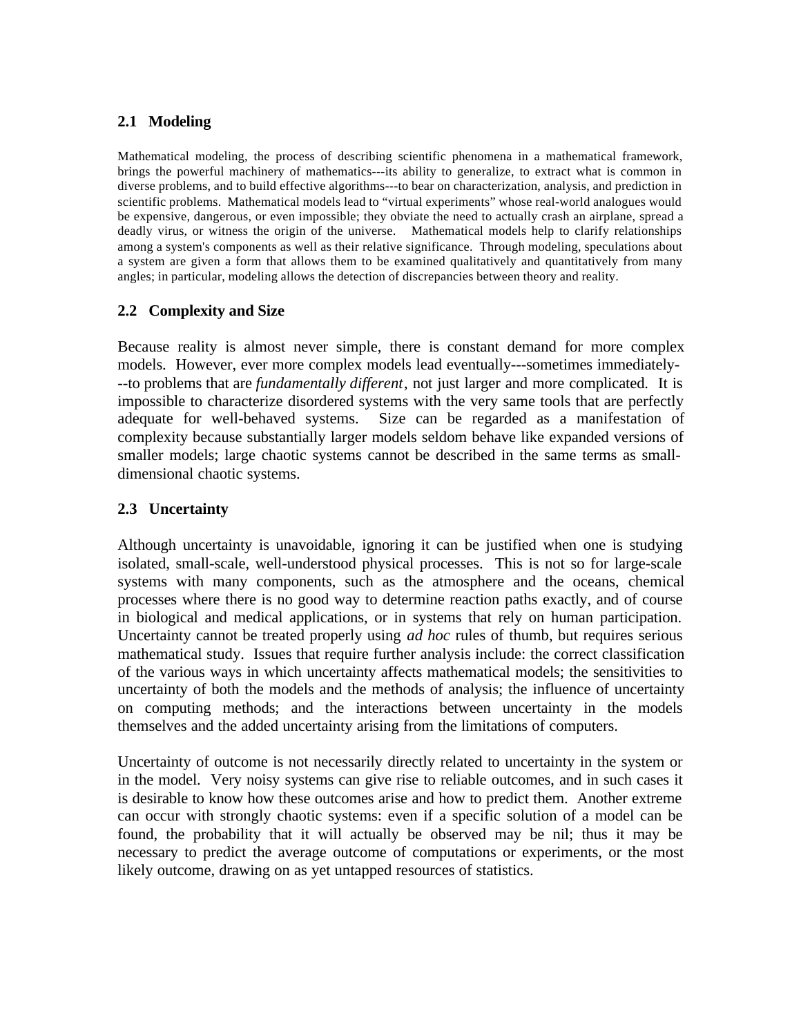## 2.1 Modeling

Mathematical modeling, the process of describing scientific phenomena in a mathematical framework, brings the powerful machinery of mathematics---its ability to generalize, to extract what is common in diverse problems, and to build effective algorithms---to bear on characterization, analysis, and prediction in scientific problems. Mathematical models lead to "virtual experiments" whose real-world analogues would be expensive, dangerous, or even impossible; they obviate the need to actually crash an airplane, spread a deadly virus, or witness the origin of the universe. Mathematical models help to clarify relationships among a system's components as well as their relative significance. Through modeling, speculations about a system are given a form that allows them to be examined qualitatively and quantitatively from many angles; in particular, modeling allows the detection of discrepancies between theory and reality.

## 2.2 Complexity and Size

Because reality is almost never simple, there is constant demand for more complex models. However, ever more complex models lead eventually---sometimes immediately---to problems that are *fundamentally different*, not just larger and more complicated. It is impossible to characterize disordered systems with the very same tools that are perfectly adequate for well-behaved systems. Size can be regarded as a manifestation of complexity because substantially larger models seldom behave like expanded versions of smaller models; large chaotic systems cannot be described in the same terms as small-dimensional chaotic systems.

## 2.3 Uncertainty

Although uncertainty is unavoidable, ignoring it can be justified when one is studying isolated, small-scale, well-understood physical processes. This is not so for large-scale systems with many components, such as the atmosphere and the oceans, chemical processes where there is no good way to determine reaction paths exactly, and of course in biological and medical applications, or in systems that rely on human participation. Uncertainty cannot be treated properly using *ad hoc* rules of thumb, but requires serious mathematical study. Issues that require further analysis include: the correct classification of the various ways in which uncertainty affects mathematical models; the sensitivities to uncertainty of both the models and the methods of analysis; the influence of uncertainty on computing methods; and the interactions between uncertainty in the models themselves and the added uncertainty arising from the limitations of computers.

Uncertainty of outcome is not necessarily directly related to uncertainty in the system or in the model. Very noisy systems can give rise to reliable outcomes, and in such cases it is desirable to know how these outcomes arise and how to predict them. Another extreme can occur with strongly chaotic systems: even if a specific solution of a model can be found, the probability that it will actually be observed may be nil; thus it may be necessary to predict the average outcome of computations or experiments, or the most likely outcome, drawing on as yet untapped resources of statistics.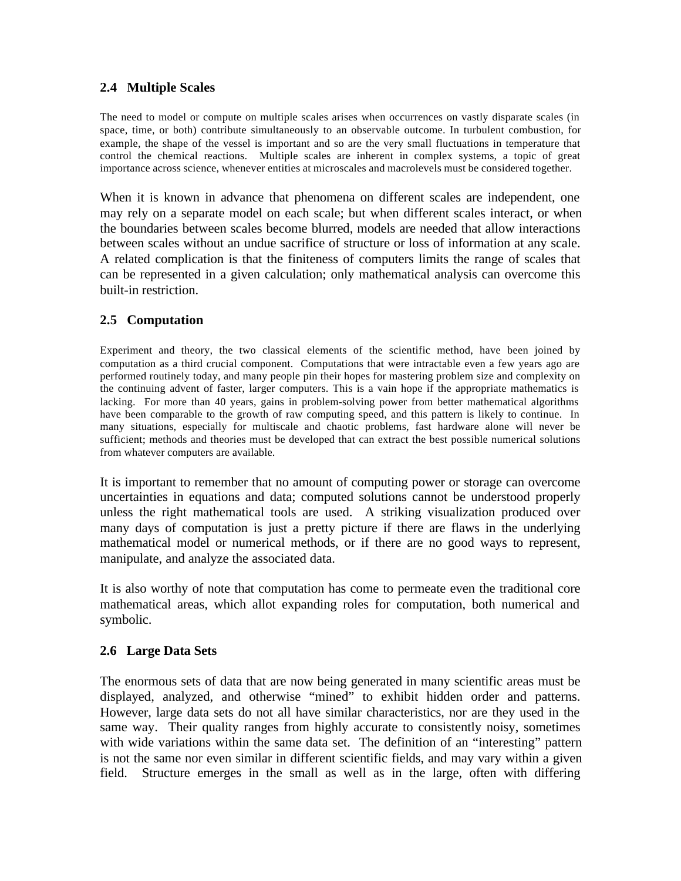### 2.4 Multiple Scales

The need to model or compute on multiple scales arises when occurrences on vastly disparate scales (in space, time, or both) contribute simultaneously to an observable outcome. In turbulent combustion, for example, the shape of the vessel is important and so are the very small fluctuations in temperature that control the chemical reactions. Multiple scales are inherent in complex systems, a topic of great importance across science, whenever entities at microscales and macrolevels must be considered together.

When it is known in advance that phenomena on different scales are independent, one may rely on a separate model on each scale; but when different scales interact, or when the boundaries between scales become blurred, models are needed that allow interactions between scales without an undue sacrifice of structure or loss of information at any scale. A related complication is that the finiteness of computers limits the range of scales that can be represented in a given calculation; only mathematical analysis can overcome this built-in restriction.

### 2.5 Computation

Experiment and theory, the two classical elements of the scientific method, have been joined by computation as a third crucial component. Computations that were intractable even a few years ago are performed routinely today, and many people pin their hopes for mastering problem size and complexity on the continuing advent of faster, larger computers. This is a vain hope if the appropriate mathematics is lacking. For more than 40 years, gains in problem-solving power from better mathematical algorithms have been comparable to the growth of raw computing speed, and this pattern is likely to continue. In many situations, especially for multiscale and chaotic problems, fast hardware alone will never be sufficient; methods and theories must be developed that can extract the best possible numerical solutions from whatever computers are available.

It is important to remember that no amount of computing power or storage can overcome uncertainties in equations and data; computed solutions cannot be understood properly unless the right mathematical tools are used. A striking visualization produced over many days of computation is just a pretty picture if there are flaws in the underlying mathematical model or numerical methods, or if there are no good ways to represent, manipulate, and analyze the associated data.

It is also worthy of note that computation has come to permeate even the traditional core mathematical areas, which allot expanding roles for computation, both numerical and symbolic.

### 2.6 Large Data Sets

The enormous sets of data that are now being generated in many scientific areas must be displayed, analyzed, and otherwise "mined" to exhibit hidden order and patterns. However, large data sets do not all have similar characteristics, nor are they used in the same way. Their quality ranges from highly accurate to consistently noisy, sometimes with wide variations within the same data set. The definition of an "interesting" pattern is not the same nor even similar in different scientific fields, and may vary within a given field. Structure emerges in the small as well as in the large, often with differing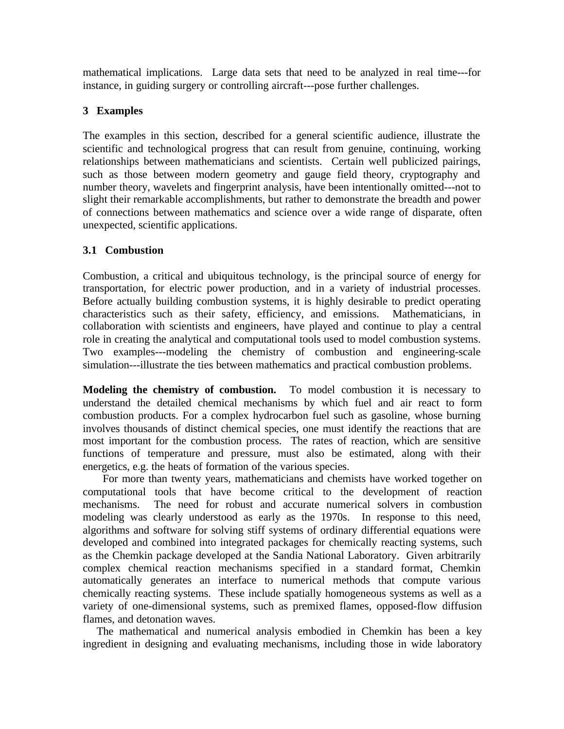mathematical implications. Large data sets that need to be analyzed in real time---for instance, in guiding surgery or controlling aircraft---pose further challenges.

## 3 Examples

The examples in this section, described for a general scientific audience, illustrate the scientific and technological progress that can result from genuine, continuing, working relationships between mathematicians and scientists. Certain well publicized pairings, such as those between modern geometry and gauge field theory, cryptography and number theory, wavelets and fingerprint analysis, have been intentionally omitted---not to slight their remarkable accomplishments, but rather to demonstrate the breadth and power of connections between mathematics and science over a wide range of disparate, often unexpected, scientific applications.

### 3.1 Combustion

Combustion, a critical and ubiquitous technology, is the principal source of energy for transportation, for electric power production, and in a variety of industrial processes. Before actually building combustion systems, it is highly desirable to predict operating characteristics such as their safety, efficiency, and emissions. Mathematicians, in collaboration with scientists and engineers, have played and continue to play a central role in creating the analytical and computational tools used to model combustion systems. Two examples---modeling the chemistry of combustion and engineering-scale simulation---illustrate the ties between mathematics and practical combustion problems.

**Modeling the chemistry of combustion.** To model combustion it is necessary to understand the detailed chemical mechanisms by which fuel and air react to form combustion products. For a complex hydrocarbon fuel such as gasoline, whose burning involves thousands of distinct chemical species, one must identify the reactions that are most important for the combustion process. The rates of reaction, which are sensitive functions of temperature and pressure, must also be estimated, along with their energetics, e.g. the heats of formation of the various species.

For more than twenty years, mathematicians and chemists have worked together on computational tools that have become critical to the development of reaction mechanisms. The need for robust and accurate numerical solvers in combustion modeling was clearly understood as early as the 1970s. In response to this need, algorithms and software for solving stiff systems of ordinary differential equations were developed and combined into integrated packages for chemically reacting systems, such as the Chemkin package developed at the Sandia National Laboratory. Given arbitrarily complex chemical reaction mechanisms specified in a standard format, Chemkin automatically generates an interface to numerical methods that compute various chemically reacting systems. These include spatially homogeneous systems as well as a variety of one-dimensional systems, such as premixed flames, opposed-flow diffusion flames, and detonation waves.

The mathematical and numerical analysis embodied in Chemkin has been a key ingredient in designing and evaluating mechanisms, including those in wide laboratory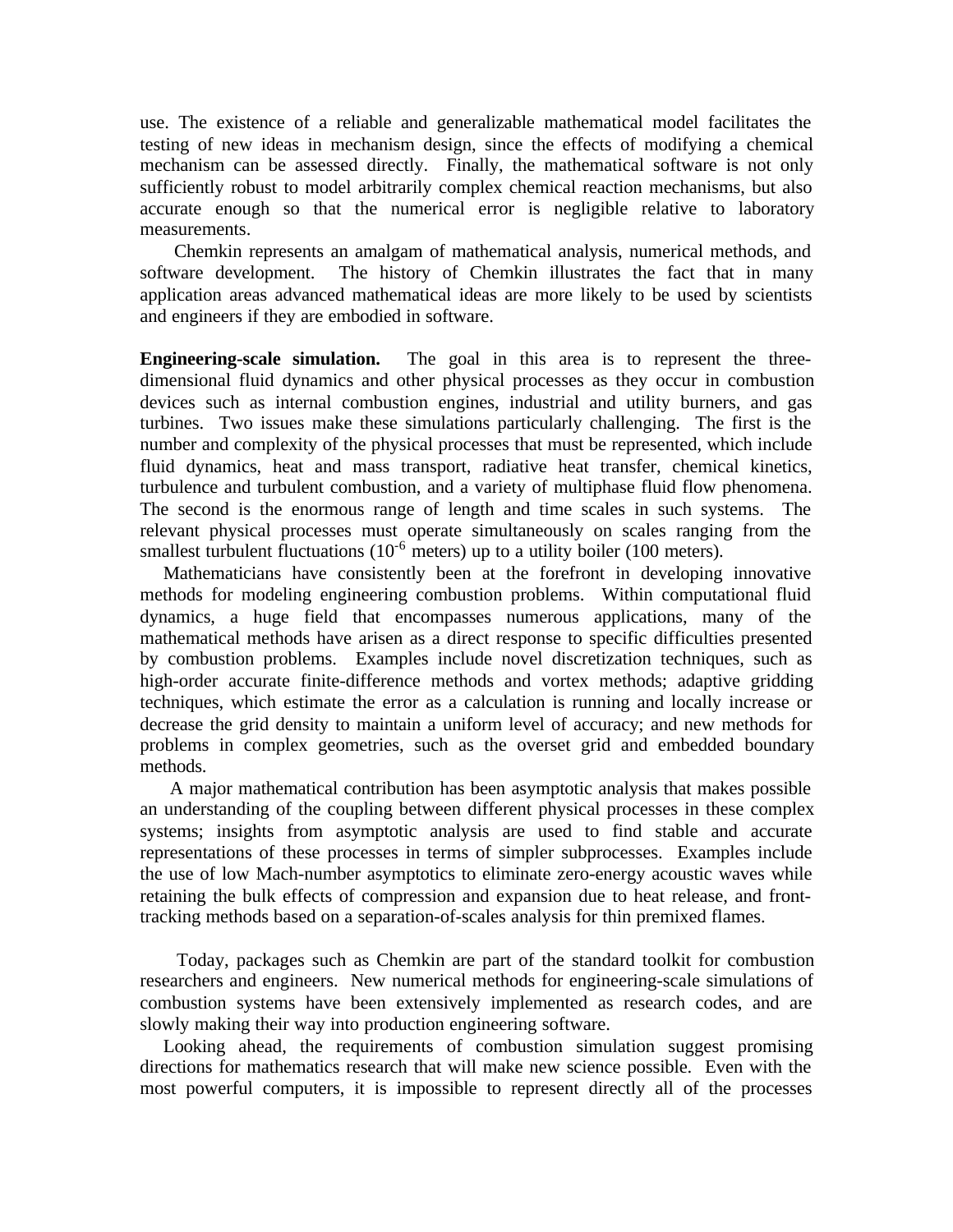use. The existence of a reliable and generalizable mathematical model facilitates the testing of new ideas in mechanism design, since the effects of modifying a chemical mechanism can be assessed directly. Finally, the mathematical software is not only sufficiently robust to model arbitrarily complex chemical reaction mechanisms, but also accurate enough so that the numerical error is negligible relative to laboratory measurements.

Chemkin represents an amalgam of mathematical analysis, numerical methods, and software development. The history of Chemkin illustrates the fact that in many application areas advanced mathematical ideas are more likely to be used by scientists and engineers if they are embodied in software.

**Engineering-scale simulation.** The goal in this area is to represent the three-dimensional fluid dynamics and other physical processes as they occur in combustion devices such as internal combustion engines, industrial and utility burners, and gas turbines. Two issues make these simulations particularly challenging. The first is the number and complexity of the physical processes that must be represented, which include fluid dynamics, heat and mass transport, radiative heat transfer, chemical kinetics, turbulence and turbulent combustion, and a variety of multiphase fluid flow phenomena. The second is the enormous range of length and time scales in such systems. The relevant physical processes must operate simultaneously on scales ranging from the smallest turbulent fluctuations ($10^{-6}$ meters) up to a utility boiler (100 meters).

Mathematicians have consistently been at the forefront in developing innovative methods for modeling engineering combustion problems. Within computational fluid dynamics, a huge field that encompasses numerous applications, many of the mathematical methods have arisen as a direct response to specific difficulties presented by combustion problems. Examples include novel discretization techniques, such as high-order accurate finite-difference methods and vortex methods; adaptive gridding techniques, which estimate the error as a calculation is running and locally increase or decrease the grid density to maintain a uniform level of accuracy; and new methods for problems in complex geometries, such as the overset grid and embedded boundary methods.

A major mathematical contribution has been asymptotic analysis that makes possible an understanding of the coupling between different physical processes in these complex systems; insights from asymptotic analysis are used to find stable and accurate representations of these processes in terms of simpler subprocesses. Examples include the use of low Mach-number asymptotics to eliminate zero-energy acoustic waves while retaining the bulk effects of compression and expansion due to heat release, and front-tracking methods based on a separation-of-scales analysis for thin premixed flames.

Today, packages such as Chemkin are part of the standard toolkit for combustion researchers and engineers. New numerical methods for engineering-scale simulations of combustion systems have been extensively implemented as research codes, and are slowly making their way into production engineering software.

Looking ahead, the requirements of combustion simulation suggest promising directions for mathematics research that will make new science possible. Even with the most powerful computers, it is impossible to represent directly all of the processes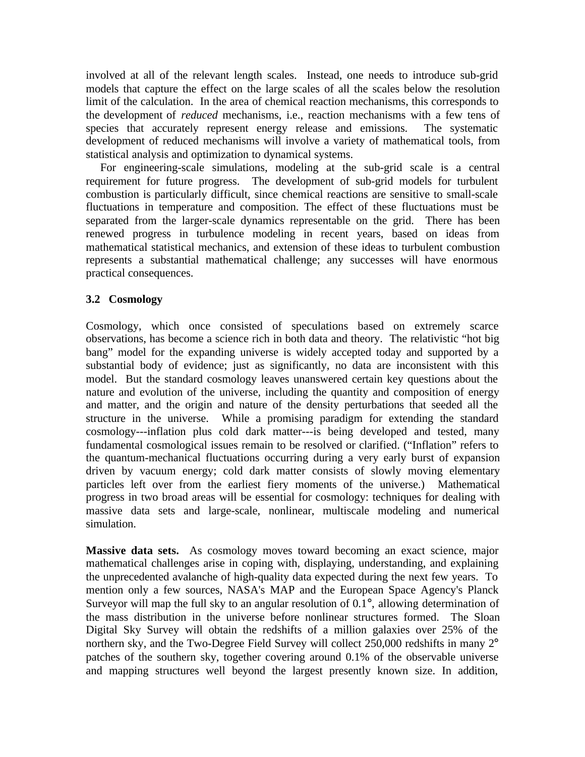involved at all of the relevant length scales. Instead, one needs to introduce sub-grid models that capture the effect on the large scales of all the scales below the resolution limit of the calculation. In the area of chemical reaction mechanisms, this corresponds to the development of *reduced* mechanisms, i.e., reaction mechanisms with a few tens of species that accurately represent energy release and emissions. The systematic development of reduced mechanisms will involve a variety of mathematical tools, from statistical analysis and optimization to dynamical systems.

For engineering-scale simulations, modeling at the sub-grid scale is a central requirement for future progress. The development of sub-grid models for turbulent combustion is particularly difficult, since chemical reactions are sensitive to small-scale fluctuations in temperature and composition. The effect of these fluctuations must be separated from the larger-scale dynamics representable on the grid. There has been renewed progress in turbulence modeling in recent years, based on ideas from mathematical statistical mechanics, and extension of these ideas to turbulent combustion represents a substantial mathematical challenge; any successes will have enormous practical consequences.

### 3.2 Cosmology

Cosmology, which once consisted of speculations based on extremely scarce observations, has become a science rich in both data and theory. The relativistic "hot big bang" model for the expanding universe is widely accepted today and supported by a substantial body of evidence; just as significantly, no data are inconsistent with this model. But the standard cosmology leaves unanswered certain key questions about the nature and evolution of the universe, including the quantity and composition of energy and matter, and the origin and nature of the density perturbations that seeded all the structure in the universe. While a promising paradigm for extending the standard cosmology---inflation plus cold dark matter---is being developed and tested, many fundamental cosmological issues remain to be resolved or clarified. ("Inflation" refers to the quantum-mechanical fluctuations occurring during a very early burst of expansion driven by vacuum energy; cold dark matter consists of slowly moving elementary particles left over from the earliest fiery moments of the universe.) Mathematical progress in two broad areas will be essential for cosmology: techniques for dealing with massive data sets and large-scale, nonlinear, multiscale modeling and numerical simulation.

**Massive data sets.** As cosmology moves toward becoming an exact science, major mathematical challenges arise in coping with, displaying, understanding, and explaining the unprecedented avalanche of high-quality data expected during the next few years. To mention only a few sources, NASA's MAP and the European Space Agency's Planck Surveyor will map the full sky to an angular resolution of $0.1°$, allowing determination of the mass distribution in the universe before nonlinear structures formed. The Sloan Digital Sky Survey will obtain the redshifts of a million galaxies over 25% of the northern sky, and the Two-Degree Field Survey will collect 250,000 redshifts in many $2°$ patches of the southern sky, together covering around 0.1% of the observable universe and mapping structures well beyond the largest presently known size. In addition,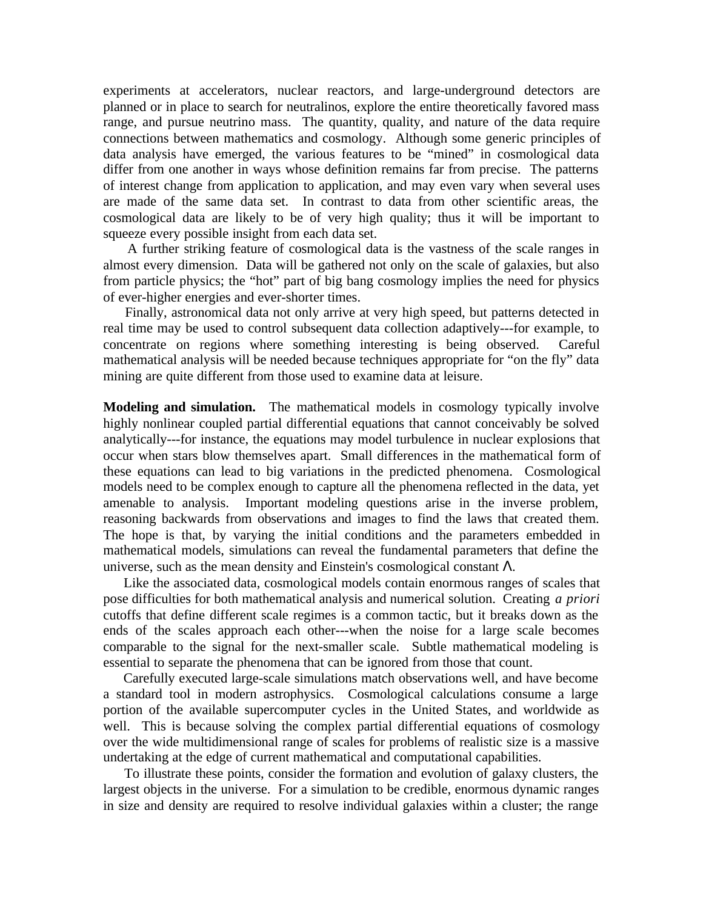experiments at accelerators, nuclear reactors, and large-underground detectors are planned or in place to search for neutralinos, explore the entire theoretically favored mass range, and pursue neutrino mass. The quantity, quality, and nature of the data require connections between mathematics and cosmology. Although some generic principles of data analysis have emerged, the various features to be "mined" in cosmological data differ from one another in ways whose definition remains far from precise. The patterns of interest change from application to application, and may even vary when several uses are made of the same data set. In contrast to data from other scientific areas, the cosmological data are likely to be of very high quality; thus it will be important to squeeze every possible insight from each data set.

A further striking feature of cosmological data is the vastness of the scale ranges in almost every dimension. Data will be gathered not only on the scale of galaxies, but also from particle physics; the "hot" part of big bang cosmology implies the need for physics of ever-higher energies and ever-shorter times.

Finally, astronomical data not only arrive at very high speed, but patterns detected in real time may be used to control subsequent data collection adaptively---for example, to concentrate on regions where something interesting is being observed. Careful mathematical analysis will be needed because techniques appropriate for "on the fly" data mining are quite different from those used to examine data at leisure.

**Modeling and simulation.** The mathematical models in cosmology typically involve highly nonlinear coupled partial differential equations that cannot conceivably be solved analytically---for instance, the equations may model turbulence in nuclear explosions that occur when stars blow themselves apart. Small differences in the mathematical form of these equations can lead to big variations in the predicted phenomena. Cosmological models need to be complex enough to capture all the phenomena reflected in the data, yet amenable to analysis. Important modeling questions arise in the inverse problem, reasoning backwards from observations and images to find the laws that created them. The hope is that, by varying the initial conditions and the parameters embedded in mathematical models, simulations can reveal the fundamental parameters that define the universe, such as the mean density and Einstein's cosmological constant $\Lambda$.

Like the associated data, cosmological models contain enormous ranges of scales that pose difficulties for both mathematical analysis and numerical solution. Creating *a priori* cutoffs that define different scale regimes is a common tactic, but it breaks down as the ends of the scales approach each other---when the noise for a large scale becomes comparable to the signal for the next-smaller scale. Subtle mathematical modeling is essential to separate the phenomena that can be ignored from those that count.

Carefully executed large-scale simulations match observations well, and have become a standard tool in modern astrophysics. Cosmological calculations consume a large portion of the available supercomputer cycles in the United States, and worldwide as well. This is because solving the complex partial differential equations of cosmology over the wide multidimensional range of scales for problems of realistic size is a massive undertaking at the edge of current mathematical and computational capabilities.

To illustrate these points, consider the formation and evolution of galaxy clusters, the largest objects in the universe. For a simulation to be credible, enormous dynamic ranges in size and density are required to resolve individual galaxies within a cluster; the range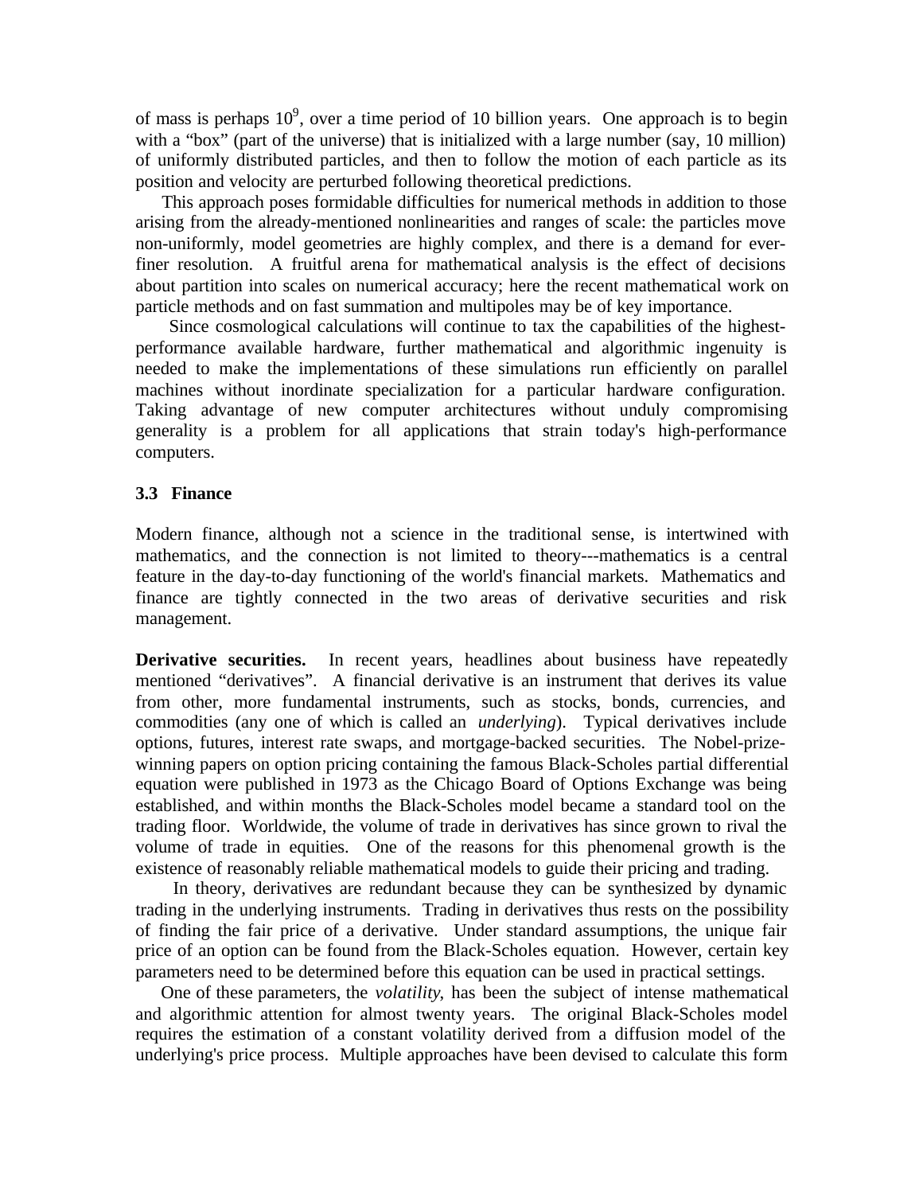of mass is perhaps $10^9$, over a time period of 10 billion years. One approach is to begin with a "box" (part of the universe) that is initialized with a large number (say, 10 million) of uniformly distributed particles, and then to follow the motion of each particle as its position and velocity are perturbed following theoretical predictions.

This approach poses formidable difficulties for numerical methods in addition to those arising from the already-mentioned nonlinearities and ranges of scale: the particles move non-uniformly, model geometries are highly complex, and there is a demand for ever-finer resolution. A fruitful arena for mathematical analysis is the effect of decisions about partition into scales on numerical accuracy; here the recent mathematical work on particle methods and on fast summation and multipoles may be of key importance.

Since cosmological calculations will continue to tax the capabilities of the highest-performance available hardware, further mathematical and algorithmic ingenuity is needed to make the implementations of these simulations run efficiently on parallel machines without inordinate specialization for a particular hardware configuration. Taking advantage of new computer architectures without unduly compromising generality is a problem for all applications that strain today's high-performance computers.

### 3.3 Finance

Modern finance, although not a science in the traditional sense, is intertwined with mathematics, and the connection is not limited to theory---mathematics is a central feature in the day-to-day functioning of the world's financial markets. Mathematics and finance are tightly connected in the two areas of derivative securities and risk management.

**Derivative securities.** In recent years, headlines about business have repeatedly mentioned "derivatives". A financial derivative is an instrument that derives its value from other, more fundamental instruments, such as stocks, bonds, currencies, and commodities (any one of which is called an *underlying*). Typical derivatives include options, futures, interest rate swaps, and mortgage-backed securities. The Nobel-prize-winning papers on option pricing containing the famous Black-Scholes partial differential equation were published in 1973 as the Chicago Board of Options Exchange was being established, and within months the Black-Scholes model became a standard tool on the trading floor. Worldwide, the volume of trade in derivatives has since grown to rival the volume of trade in equities. One of the reasons for this phenomenal growth is the existence of reasonably reliable mathematical models to guide their pricing and trading.

In theory, derivatives are redundant because they can be synthesized by dynamic trading in the underlying instruments. Trading in derivatives thus rests on the possibility of finding the fair price of a derivative. Under standard assumptions, the unique fair price of an option can be found from the Black-Scholes equation. However, certain key parameters need to be determined before this equation can be used in practical settings.

One of these parameters, the *volatility*, has been the subject of intense mathematical and algorithmic attention for almost twenty years. The original Black-Scholes model requires the estimation of a constant volatility derived from a diffusion model of the underlying's price process. Multiple approaches have been devised to calculate this form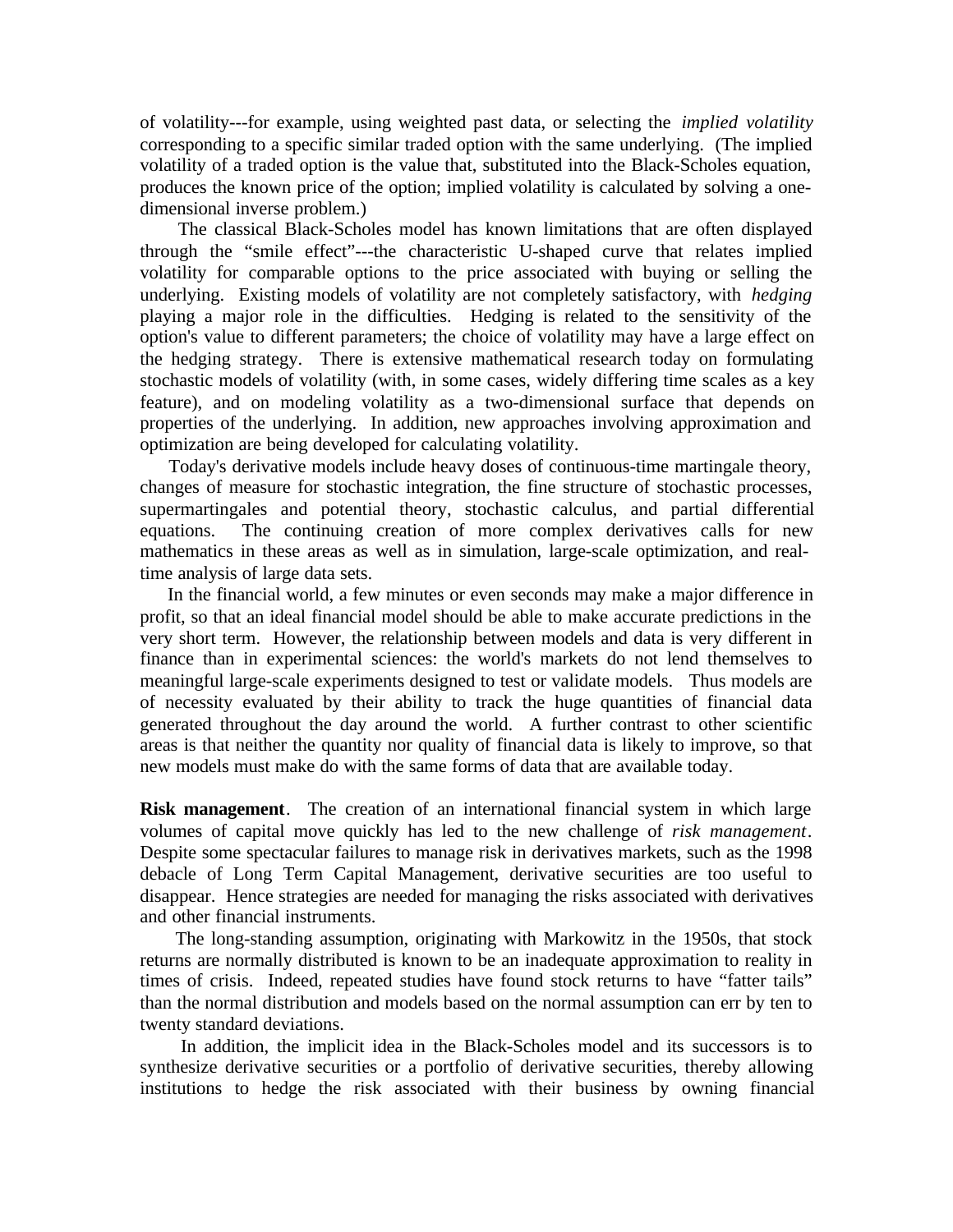of volatility---for example, using weighted past data, or selecting the *implied volatility* corresponding to a specific similar traded option with the same underlying. (The implied volatility of a traded option is the value that, substituted into the Black-Scholes equation, produces the known price of the option; implied volatility is calculated by solving a one-dimensional inverse problem.)

The classical Black-Scholes model has known limitations that are often displayed through the "smile effect"---the characteristic U-shaped curve that relates implied volatility for comparable options to the price associated with buying or selling the underlying. Existing models of volatility are not completely satisfactory, with *hedging* playing a major role in the difficulties. Hedging is related to the sensitivity of the option's value to different parameters; the choice of volatility may have a large effect on the hedging strategy. There is extensive mathematical research today on formulating stochastic models of volatility (with, in some cases, widely differing time scales as a key feature), and on modeling volatility as a two-dimensional surface that depends on properties of the underlying. In addition, new approaches involving approximation and optimization are being developed for calculating volatility.

Today's derivative models include heavy doses of continuous-time martingale theory, changes of measure for stochastic integration, the fine structure of stochastic processes, supermartingales and potential theory, stochastic calculus, and partial differential equations. The continuing creation of more complex derivatives calls for new mathematics in these areas as well as in simulation, large-scale optimization, and real-time analysis of large data sets.

In the financial world, a few minutes or even seconds may make a major difference in profit, so that an ideal financial model should be able to make accurate predictions in the very short term. However, the relationship between models and data is very different in finance than in experimental sciences: the world's markets do not lend themselves to meaningful large-scale experiments designed to test or validate models. Thus models are of necessity evaluated by their ability to track the huge quantities of financial data generated throughout the day around the world. A further contrast to other scientific areas is that neither the quantity nor quality of financial data is likely to improve, so that new models must make do with the same forms of data that are available today.

**Risk management**. The creation of an international financial system in which large volumes of capital move quickly has led to the new challenge of *risk management*. Despite some spectacular failures to manage risk in derivatives markets, such as the 1998 debacle of Long Term Capital Management, derivative securities are too useful to disappear. Hence strategies are needed for managing the risks associated with derivatives and other financial instruments.

The long-standing assumption, originating with Markowitz in the 1950s, that stock returns are normally distributed is known to be an inadequate approximation to reality in times of crisis. Indeed, repeated studies have found stock returns to have "fatter tails" than the normal distribution and models based on the normal assumption can err by ten to twenty standard deviations.

In addition, the implicit idea in the Black-Scholes model and its successors is to synthesize derivative securities or a portfolio of derivative securities, thereby allowing institutions to hedge the risk associated with their business by owning financial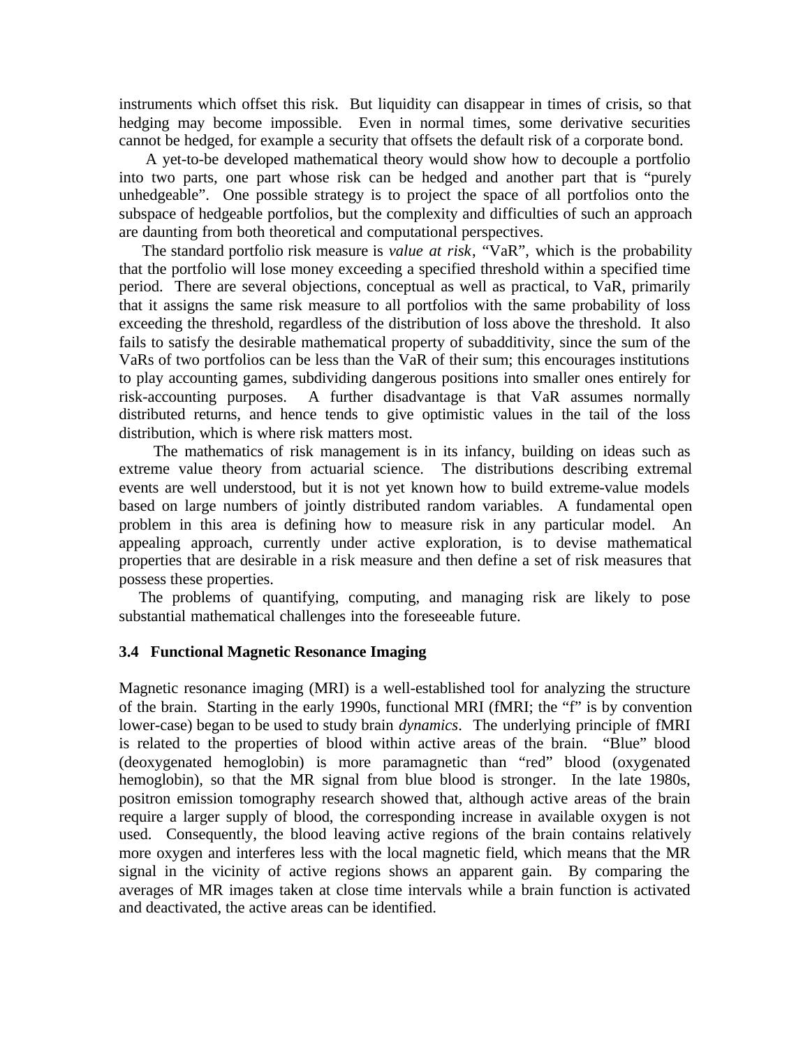instruments which offset this risk. But liquidity can disappear in times of crisis, so that hedging may become impossible. Even in normal times, some derivative securities cannot be hedged, for example a security that offsets the default risk of a corporate bond.

A yet-to-be developed mathematical theory would show how to decouple a portfolio into two parts, one part whose risk can be hedged and another part that is "purely unhedgeable". One possible strategy is to project the space of all portfolios onto the subspace of hedgeable portfolios, but the complexity and difficulties of such an approach are daunting from both theoretical and computational perspectives.

The standard portfolio risk measure is *value at risk*, "VaR", which is the probability that the portfolio will lose money exceeding a specified threshold within a specified time period. There are several objections, conceptual as well as practical, to VaR, primarily that it assigns the same risk measure to all portfolios with the same probability of loss exceeding the threshold, regardless of the distribution of loss above the threshold. It also fails to satisfy the desirable mathematical property of subadditivity, since the sum of the VaRs of two portfolios can be less than the VaR of their sum; this encourages institutions to play accounting games, subdividing dangerous positions into smaller ones entirely for risk-accounting purposes. A further disadvantage is that VaR assumes normally distributed returns, and hence tends to give optimistic values in the tail of the loss distribution, which is where risk matters most.

The mathematics of risk management is in its infancy, building on ideas such as extreme value theory from actuarial science. The distributions describing extremal events are well understood, but it is not yet known how to build extreme-value models based on large numbers of jointly distributed random variables. A fundamental open problem in this area is defining how to measure risk in any particular model. An appealing approach, currently under active exploration, is to devise mathematical properties that are desirable in a risk measure and then define a set of risk measures that possess these properties.

The problems of quantifying, computing, and managing risk are likely to pose substantial mathematical challenges into the foreseeable future.

### 3.4 Functional Magnetic Resonance Imaging

Magnetic resonance imaging (MRI) is a well-established tool for analyzing the structure of the brain. Starting in the early 1990s, functional MRI (fMRI; the "f" is by convention lower-case) began to be used to study brain *dynamics*. The underlying principle of fMRI is related to the properties of blood within active areas of the brain. "Blue" blood (deoxygenated hemoglobin) is more paramagnetic than "red" blood (oxygenated hemoglobin), so that the MR signal from blue blood is stronger. In the late 1980s, positron emission tomography research showed that, although active areas of the brain require a larger supply of blood, the corresponding increase in available oxygen is not used. Consequently, the blood leaving active regions of the brain contains relatively more oxygen and interferes less with the local magnetic field, which means that the MR signal in the vicinity of active regions shows an apparent gain. By comparing the averages of MR images taken at close time intervals while a brain function is activated and deactivated, the active areas can be identified.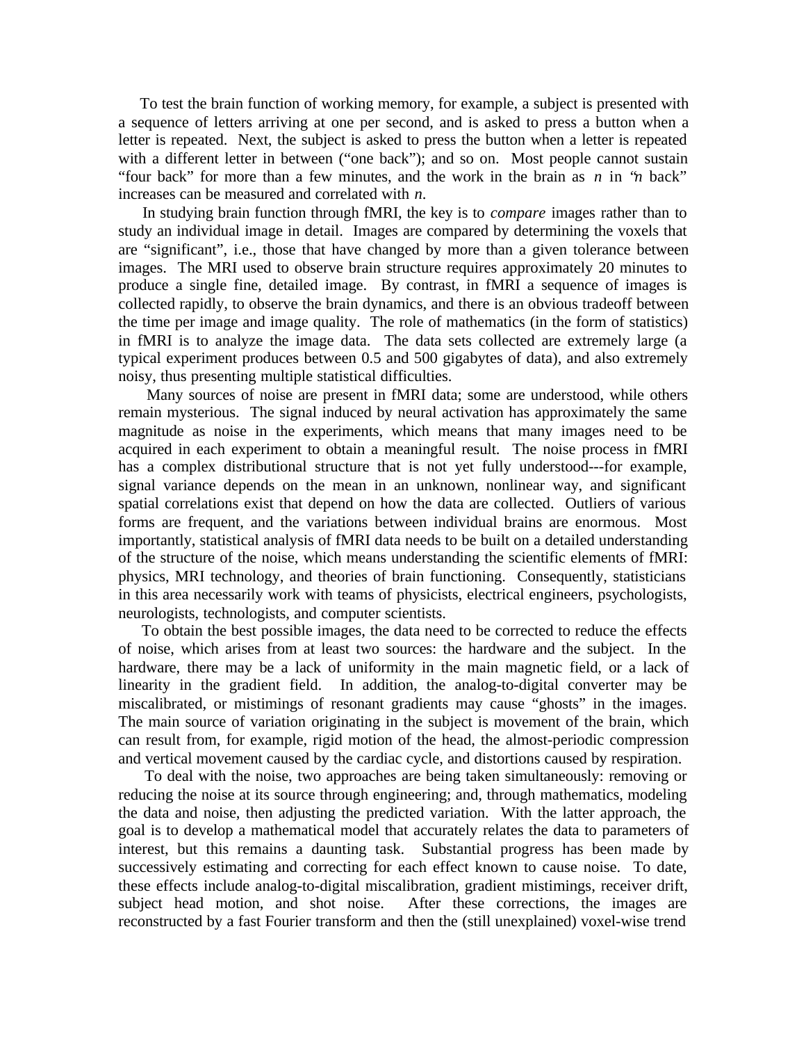To test the brain function of working memory, for example, a subject is presented with a sequence of letters arriving at one per second, and is asked to press a button when a letter is repeated. Next, the subject is asked to press the button when a letter is repeated with a different letter in between ("one back"); and so on. Most people cannot sustain "four back" for more than a few minutes, and the work in the brain as *n* in "*n* back" increases can be measured and correlated with *n*.

In studying brain function through fMRI, the key is to *compare* images rather than to study an individual image in detail. Images are compared by determining the voxels that are "significant", i.e., those that have changed by more than a given tolerance between images. The MRI used to observe brain structure requires approximately 20 minutes to produce a single fine, detailed image. By contrast, in fMRI a sequence of images is collected rapidly, to observe the brain dynamics, and there is an obvious tradeoff between the time per image and image quality. The role of mathematics (in the form of statistics) in fMRI is to analyze the image data. The data sets collected are extremely large (a typical experiment produces between 0.5 and 500 gigabytes of data), and also extremely noisy, thus presenting multiple statistical difficulties.

Many sources of noise are present in fMRI data; some are understood, while others remain mysterious. The signal induced by neural activation has approximately the same magnitude as noise in the experiments, which means that many images need to be acquired in each experiment to obtain a meaningful result. The noise process in fMRI has a complex distributional structure that is not yet fully understood---for example, signal variance depends on the mean in an unknown, nonlinear way, and significant spatial correlations exist that depend on how the data are collected. Outliers of various forms are frequent, and the variations between individual brains are enormous. Most importantly, statistical analysis of fMRI data needs to be built on a detailed understanding of the structure of the noise, which means understanding the scientific elements of fMRI: physics, MRI technology, and theories of brain functioning. Consequently, statisticians in this area necessarily work with teams of physicists, electrical engineers, psychologists, neurologists, technologists, and computer scientists.

To obtain the best possible images, the data need to be corrected to reduce the effects of noise, which arises from at least two sources: the hardware and the subject. In the hardware, there may be a lack of uniformity in the main magnetic field, or a lack of linearity in the gradient field. In addition, the analog-to-digital converter may be miscalibrated, or mistimings of resonant gradients may cause "ghosts" in the images. The main source of variation originating in the subject is movement of the brain, which can result from, for example, rigid motion of the head, the almost-periodic compression and vertical movement caused by the cardiac cycle, and distortions caused by respiration.

To deal with the noise, two approaches are being taken simultaneously: removing or reducing the noise at its source through engineering; and, through mathematics, modeling the data and noise, then adjusting the predicted variation. With the latter approach, the goal is to develop a mathematical model that accurately relates the data to parameters of interest, but this remains a daunting task. Substantial progress has been made by successively estimating and correcting for each effect known to cause noise. To date, these effects include analog-to-digital miscalibration, gradient mistimings, receiver drift, subject head motion, and shot noise. After these corrections, the images are reconstructed by a fast Fourier transform and then the (still unexplained) voxel-wise trend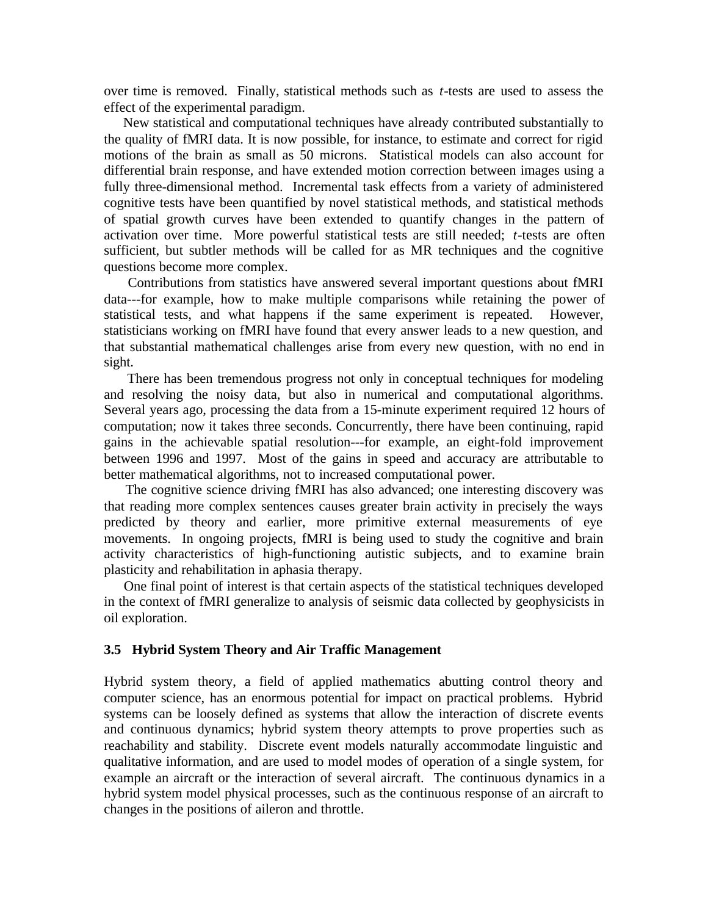over time is removed. Finally, statistical methods such as *t*-tests are used to assess the effect of the experimental paradigm.

New statistical and computational techniques have already contributed substantially to the quality of fMRI data. It is now possible, for instance, to estimate and correct for rigid motions of the brain as small as 50 microns. Statistical models can also account for differential brain response, and have extended motion correction between images using a fully three-dimensional method. Incremental task effects from a variety of administered cognitive tests have been quantified by novel statistical methods, and statistical methods of spatial growth curves have been extended to quantify changes in the pattern of activation over time. More powerful statistical tests are still needed; *t*-tests are often sufficient, but subtler methods will be called for as MR techniques and the cognitive questions become more complex.

Contributions from statistics have answered several important questions about fMRI data---for example, how to make multiple comparisons while retaining the power of statistical tests, and what happens if the same experiment is repeated. However, statisticians working on fMRI have found that every answer leads to a new question, and that substantial mathematical challenges arise from every new question, with no end in sight.

There has been tremendous progress not only in conceptual techniques for modeling and resolving the noisy data, but also in numerical and computational algorithms. Several years ago, processing the data from a 15-minute experiment required 12 hours of computation; now it takes three seconds. Concurrently, there have been continuing, rapid gains in the achievable spatial resolution---for example, an eight-fold improvement between 1996 and 1997. Most of the gains in speed and accuracy are attributable to better mathematical algorithms, not to increased computational power.

The cognitive science driving fMRI has also advanced; one interesting discovery was that reading more complex sentences causes greater brain activity in precisely the ways predicted by theory and earlier, more primitive external measurements of eye movements. In ongoing projects, fMRI is being used to study the cognitive and brain activity characteristics of high-functioning autistic subjects, and to examine brain plasticity and rehabilitation in aphasia therapy.

One final point of interest is that certain aspects of the statistical techniques developed in the context of fMRI generalize to analysis of seismic data collected by geophysicists in oil exploration.

### 3.5 Hybrid System Theory and Air Traffic Management

Hybrid system theory, a field of applied mathematics abutting control theory and computer science, has an enormous potential for impact on practical problems. Hybrid systems can be loosely defined as systems that allow the interaction of discrete events and continuous dynamics; hybrid system theory attempts to prove properties such as reachability and stability. Discrete event models naturally accommodate linguistic and qualitative information, and are used to model modes of operation of a single system, for example an aircraft or the interaction of several aircraft. The continuous dynamics in a hybrid system model physical processes, such as the continuous response of an aircraft to changes in the positions of aileron and throttle.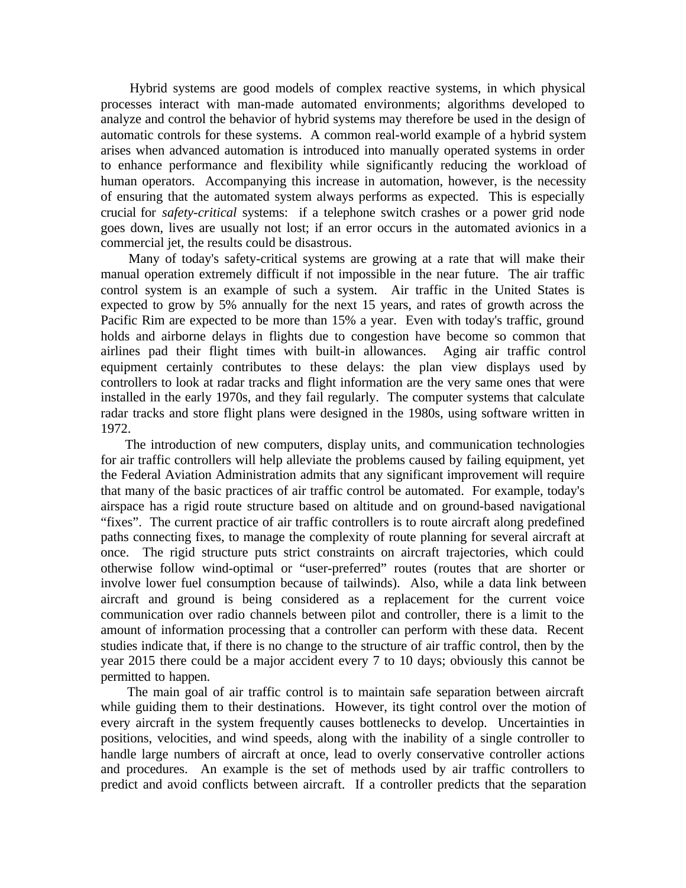Hybrid systems are good models of complex reactive systems, in which physical processes interact with man-made automated environments; algorithms developed to analyze and control the behavior of hybrid systems may therefore be used in the design of automatic controls for these systems. A common real-world example of a hybrid system arises when advanced automation is introduced into manually operated systems in order to enhance performance and flexibility while significantly reducing the workload of human operators. Accompanying this increase in automation, however, is the necessity of ensuring that the automated system always performs as expected. This is especially crucial for *safety-critical* systems: if a telephone switch crashes or a power grid node goes down, lives are usually not lost; if an error occurs in the automated avionics in a commercial jet, the results could be disastrous.

Many of today's safety-critical systems are growing at a rate that will make their manual operation extremely difficult if not impossible in the near future. The air traffic control system is an example of such a system. Air traffic in the United States is expected to grow by 5% annually for the next 15 years, and rates of growth across the Pacific Rim are expected to be more than 15% a year. Even with today's traffic, ground holds and airborne delays in flights due to congestion have become so common that airlines pad their flight times with built-in allowances. Aging air traffic control equipment certainly contributes to these delays: the plan view displays used by controllers to look at radar tracks and flight information are the very same ones that were installed in the early 1970s, and they fail regularly. The computer systems that calculate radar tracks and store flight plans were designed in the 1980s, using software written in 1972.

The introduction of new computers, display units, and communication technologies for air traffic controllers will help alleviate the problems caused by failing equipment, yet the Federal Aviation Administration admits that any significant improvement will require that many of the basic practices of air traffic control be automated. For example, today's airspace has a rigid route structure based on altitude and on ground-based navigational "fixes". The current practice of air traffic controllers is to route aircraft along predefined paths connecting fixes, to manage the complexity of route planning for several aircraft at once. The rigid structure puts strict constraints on aircraft trajectories, which could otherwise follow wind-optimal or "user-preferred" routes (routes that are shorter or involve lower fuel consumption because of tailwinds). Also, while a data link between aircraft and ground is being considered as a replacement for the current voice communication over radio channels between pilot and controller, there is a limit to the amount of information processing that a controller can perform with these data. Recent studies indicate that, if there is no change to the structure of air traffic control, then by the year 2015 there could be a major accident every 7 to 10 days; obviously this cannot be permitted to happen.

The main goal of air traffic control is to maintain safe separation between aircraft while guiding them to their destinations. However, its tight control over the motion of every aircraft in the system frequently causes bottlenecks to develop. Uncertainties in positions, velocities, and wind speeds, along with the inability of a single controller to handle large numbers of aircraft at once, lead to overly conservative controller actions and procedures. An example is the set of methods used by air traffic controllers to predict and avoid conflicts between aircraft. If a controller predicts that the separation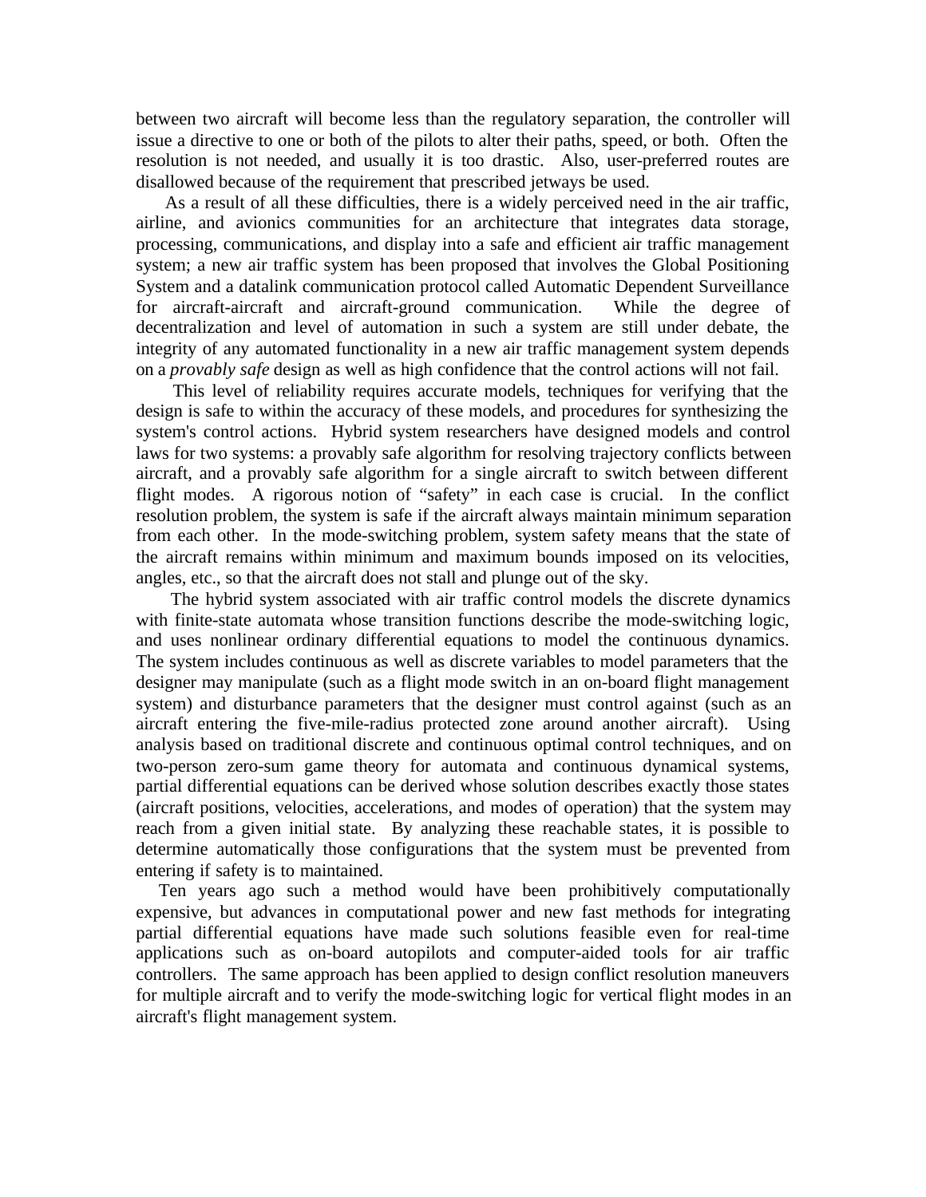between two aircraft will become less than the regulatory separation, the controller will issue a directive to one or both of the pilots to alter their paths, speed, or both. Often the resolution is not needed, and usually it is too drastic. Also, user-preferred routes are disallowed because of the requirement that prescribed jetways be used.

As a result of all these difficulties, there is a widely perceived need in the air traffic, airline, and avionics communities for an architecture that integrates data storage, processing, communications, and display into a safe and efficient air traffic management system; a new air traffic system has been proposed that involves the Global Positioning System and a datalink communication protocol called Automatic Dependent Surveillance for aircraft-aircraft and aircraft-ground communication. While the degree of decentralization and level of automation in such a system are still under debate, the integrity of any automated functionality in a new air traffic management system depends on a *provably safe* design as well as high confidence that the control actions will not fail.

This level of reliability requires accurate models, techniques for verifying that the design is safe to within the accuracy of these models, and procedures for synthesizing the system's control actions. Hybrid system researchers have designed models and control laws for two systems: a provably safe algorithm for resolving trajectory conflicts between aircraft, and a provably safe algorithm for a single aircraft to switch between different flight modes. A rigorous notion of "safety" in each case is crucial. In the conflict resolution problem, the system is safe if the aircraft always maintain minimum separation from each other. In the mode-switching problem, system safety means that the state of the aircraft remains within minimum and maximum bounds imposed on its velocities, angles, etc., so that the aircraft does not stall and plunge out of the sky.

The hybrid system associated with air traffic control models the discrete dynamics with finite-state automata whose transition functions describe the mode-switching logic, and uses nonlinear ordinary differential equations to model the continuous dynamics. The system includes continuous as well as discrete variables to model parameters that the designer may manipulate (such as a flight mode switch in an on-board flight management system) and disturbance parameters that the designer must control against (such as an aircraft entering the five-mile-radius protected zone around another aircraft). Using analysis based on traditional discrete and continuous optimal control techniques, and on two-person zero-sum game theory for automata and continuous dynamical systems, partial differential equations can be derived whose solution describes exactly those states (aircraft positions, velocities, accelerations, and modes of operation) that the system may reach from a given initial state. By analyzing these reachable states, it is possible to determine automatically those configurations that the system must be prevented from entering if safety is to maintained.

Ten years ago such a method would have been prohibitively computationally expensive, but advances in computational power and new fast methods for integrating partial differential equations have made such solutions feasible even for real-time applications such as on-board autopilots and computer-aided tools for air traffic controllers. The same approach has been applied to design conflict resolution maneuvers for multiple aircraft and to verify the mode-switching logic for vertical flight modes in an aircraft's flight management system.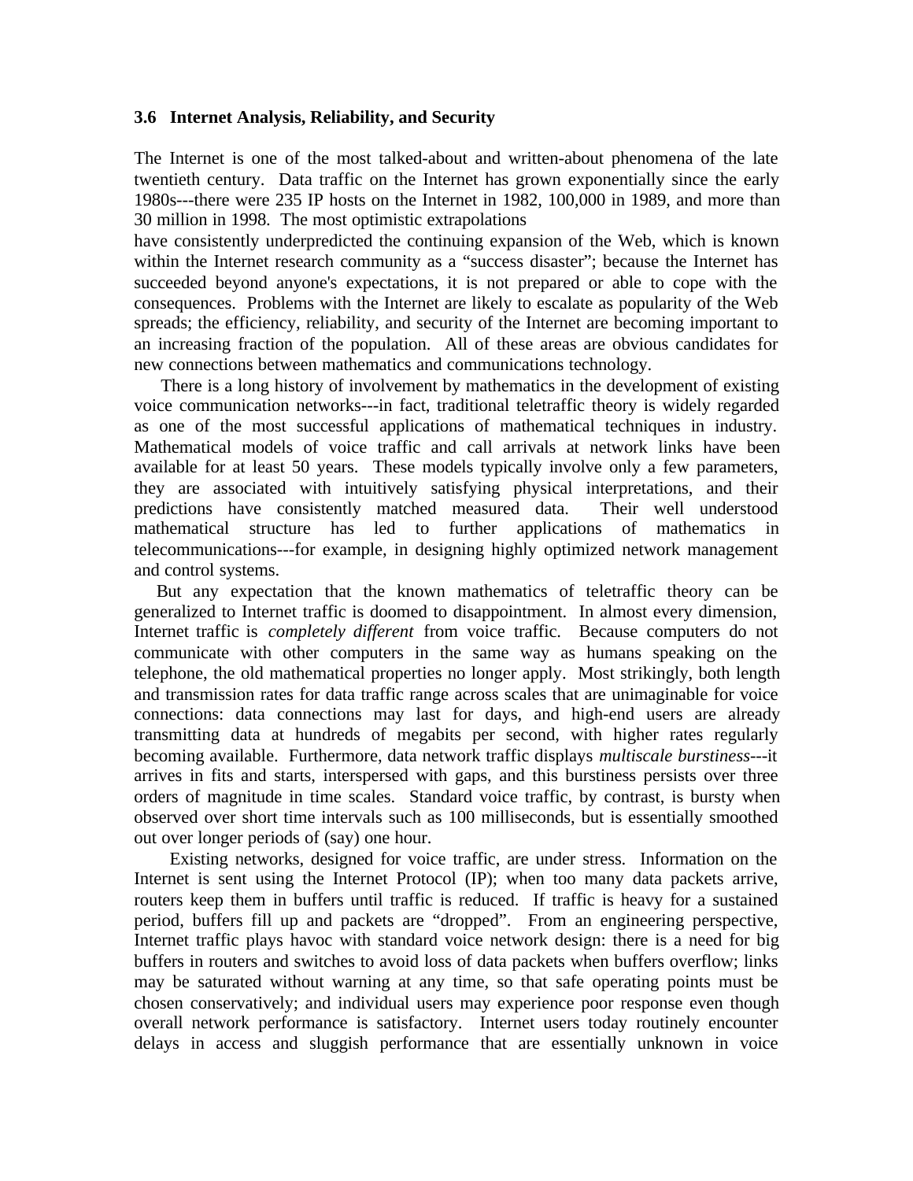### 3.6 Internet Analysis, Reliability, and Security

The Internet is one of the most talked-about and written-about phenomena of the late twentieth century. Data traffic on the Internet has grown exponentially since the early 1980s---there were 235 IP hosts on the Internet in 1982, 100,000 in 1989, and more than 30 million in 1998. The most optimistic extrapolations have consistently underpredicted the continuing expansion of the Web, which is known within the Internet research community as a "success disaster"; because the Internet has succeeded beyond anyone's expectations, it is not prepared or able to cope with the consequences. Problems with the Internet are likely to escalate as popularity of the Web spreads; the efficiency, reliability, and security of the Internet are becoming important to an increasing fraction of the population. All of these areas are obvious candidates for new connections between mathematics and communications technology.

There is a long history of involvement by mathematics in the development of existing voice communication networks---in fact, traditional teletraffic theory is widely regarded as one of the most successful applications of mathematical techniques in industry. Mathematical models of voice traffic and call arrivals at network links have been available for at least 50 years. These models typically involve only a few parameters, they are associated with intuitively satisfying physical interpretations, and their predictions have consistently matched measured data. Their well understood mathematical structure has led to further applications of mathematics in telecommunications---for example, in designing highly optimized network management and control systems.

But any expectation that the known mathematics of teletraffic theory can be generalized to Internet traffic is doomed to disappointment. In almost every dimension, Internet traffic is *completely different* from voice traffic. Because computers do not communicate with other computers in the same way as humans speaking on the telephone, the old mathematical properties no longer apply. Most strikingly, both length and transmission rates for data traffic range across scales that are unimaginable for voice connections: data connections may last for days, and high-end users are already transmitting data at hundreds of megabits per second, with higher rates regularly becoming available. Furthermore, data network traffic displays *multiscale burstiness*---it arrives in fits and starts, interspersed with gaps, and this burstiness persists over three orders of magnitude in time scales. Standard voice traffic, by contrast, is bursty when observed over short time intervals such as 100 milliseconds, but is essentially smoothed out over longer periods of (say) one hour.

Existing networks, designed for voice traffic, are under stress. Information on the Internet is sent using the Internet Protocol (IP); when too many data packets arrive, routers keep them in buffers until traffic is reduced. If traffic is heavy for a sustained period, buffers fill up and packets are "dropped". From an engineering perspective, Internet traffic plays havoc with standard voice network design: there is a need for big buffers in routers and switches to avoid loss of data packets when buffers overflow; links may be saturated without warning at any time, so that safe operating points must be chosen conservatively; and individual users may experience poor response even though overall network performance is satisfactory. Internet users today routinely encounter delays in access and sluggish performance that are essentially unknown in voice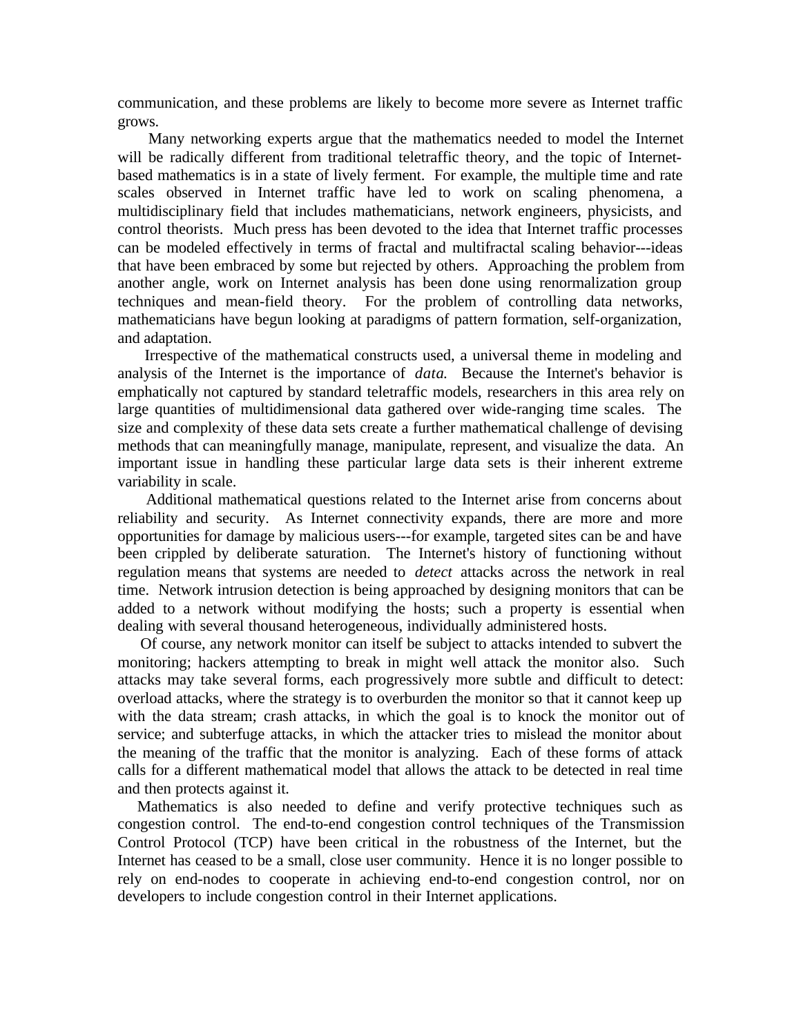communication, and these problems are likely to become more severe as Internet traffic grows.

Many networking experts argue that the mathematics needed to model the Internet will be radically different from traditional teletraffic theory, and the topic of Internet-based mathematics is in a state of lively ferment. For example, the multiple time and rate scales observed in Internet traffic have led to work on scaling phenomena, a multidisciplinary field that includes mathematicians, network engineers, physicists, and control theorists. Much press has been devoted to the idea that Internet traffic processes can be modeled effectively in terms of fractal and multifractal scaling behavior---ideas that have been embraced by some but rejected by others. Approaching the problem from another angle, work on Internet analysis has been done using renormalization group techniques and mean-field theory. For the problem of controlling data networks, mathematicians have begun looking at paradigms of pattern formation, self-organization, and adaptation.

Irrespective of the mathematical constructs used, a universal theme in modeling and analysis of the Internet is the importance of *data.* Because the Internet's behavior is emphatically not captured by standard teletraffic models, researchers in this area rely on large quantities of multidimensional data gathered over wide-ranging time scales. The size and complexity of these data sets create a further mathematical challenge of devising methods that can meaningfully manage, manipulate, represent, and visualize the data. An important issue in handling these particular large data sets is their inherent extreme variability in scale.

Additional mathematical questions related to the Internet arise from concerns about reliability and security. As Internet connectivity expands, there are more and more opportunities for damage by malicious users---for example, targeted sites can be and have been crippled by deliberate saturation. The Internet's history of functioning without regulation means that systems are needed to *detect* attacks across the network in real time. Network intrusion detection is being approached by designing monitors that can be added to a network without modifying the hosts; such a property is essential when dealing with several thousand heterogeneous, individually administered hosts.

Of course, any network monitor can itself be subject to attacks intended to subvert the monitoring; hackers attempting to break in might well attack the monitor also. Such attacks may take several forms, each progressively more subtle and difficult to detect: overload attacks, where the strategy is to overburden the monitor so that it cannot keep up with the data stream; crash attacks, in which the goal is to knock the monitor out of service; and subterfuge attacks, in which the attacker tries to mislead the monitor about the meaning of the traffic that the monitor is analyzing. Each of these forms of attack calls for a different mathematical model that allows the attack to be detected in real time and then protects against it.

Mathematics is also needed to define and verify protective techniques such as congestion control. The end-to-end congestion control techniques of the Transmission Control Protocol (TCP) have been critical in the robustness of the Internet, but the Internet has ceased to be a small, close user community. Hence it is no longer possible to rely on end-nodes to cooperate in achieving end-to-end congestion control, nor on developers to include congestion control in their Internet applications.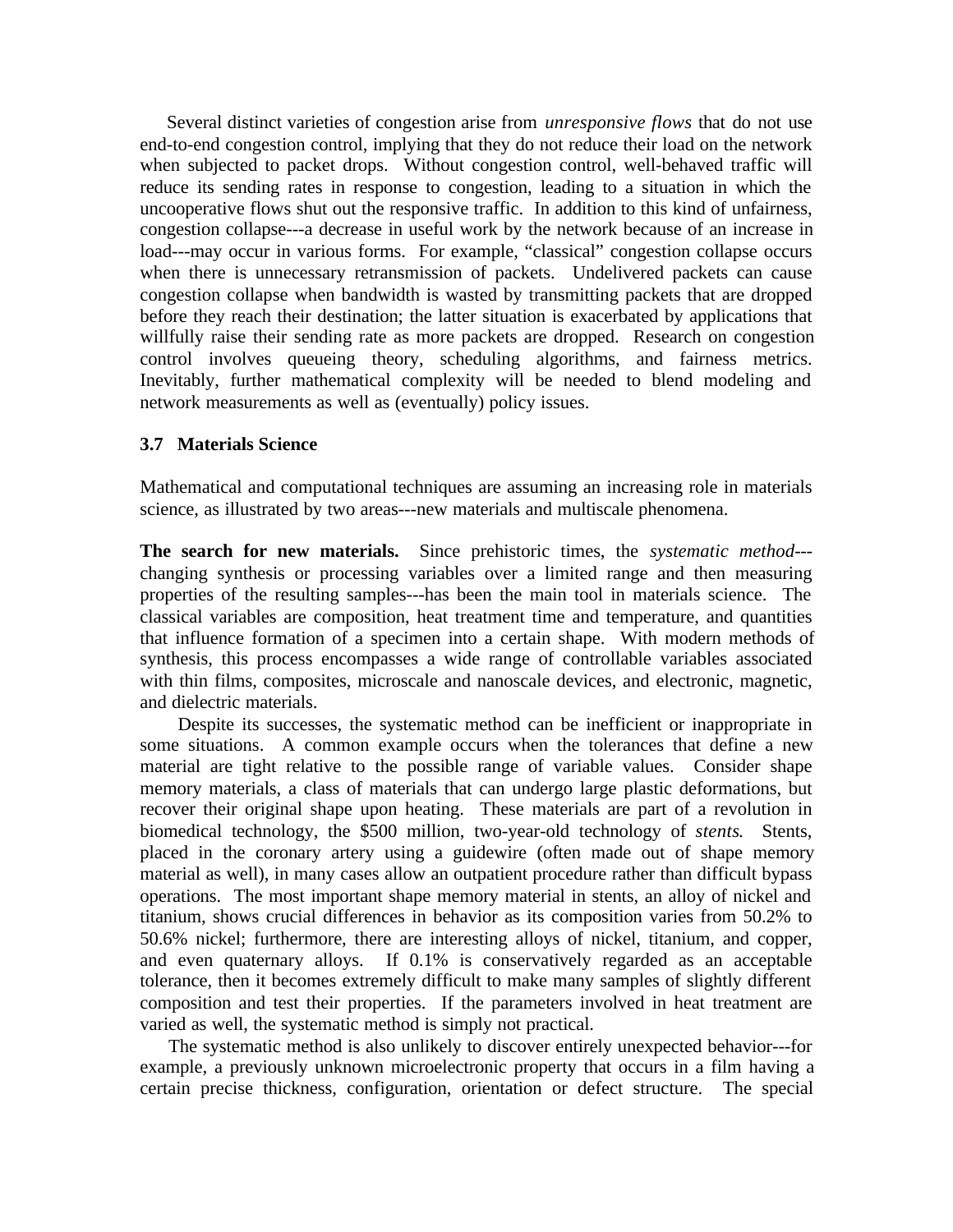Several distinct varieties of congestion arise from *unresponsive flows* that do not use end-to-end congestion control, implying that they do not reduce their load on the network when subjected to packet drops. Without congestion control, well-behaved traffic will reduce its sending rates in response to congestion, leading to a situation in which the uncooperative flows shut out the responsive traffic. In addition to this kind of unfairness, congestion collapse---a decrease in useful work by the network because of an increase in load---may occur in various forms. For example, "classical" congestion collapse occurs when there is unnecessary retransmission of packets. Undelivered packets can cause congestion collapse when bandwidth is wasted by transmitting packets that are dropped before they reach their destination; the latter situation is exacerbated by applications that willfully raise their sending rate as more packets are dropped. Research on congestion control involves queueing theory, scheduling algorithms, and fairness metrics. Inevitably, further mathematical complexity will be needed to blend modeling and network measurements as well as (eventually) policy issues.

### 3.7 Materials Science

Mathematical and computational techniques are assuming an increasing role in materials science, as illustrated by two areas---new materials and multiscale phenomena.

**The search for new materials.** Since prehistoric times, the *systematic method*---changing synthesis or processing variables over a limited range and then measuring properties of the resulting samples---has been the main tool in materials science. The classical variables are composition, heat treatment time and temperature, and quantities that influence formation of a specimen into a certain shape. With modern methods of synthesis, this process encompasses a wide range of controllable variables associated with thin films, composites, microscale and nanoscale devices, and electronic, magnetic, and dielectric materials.

Despite its successes, the systematic method can be inefficient or inappropriate in some situations. A common example occurs when the tolerances that define a new material are tight relative to the possible range of variable values. Consider shape memory materials, a class of materials that can undergo large plastic deformations, but recover their original shape upon heating. These materials are part of a revolution in biomedical technology, the $500 million, two-year-old technology of *stents*. Stents, placed in the coronary artery using a guidewire (often made out of shape memory material as well), in many cases allow an outpatient procedure rather than difficult bypass operations. The most important shape memory material in stents, an alloy of nickel and titanium, shows crucial differences in behavior as its composition varies from 50.2% to 50.6% nickel; furthermore, there are interesting alloys of nickel, titanium, and copper, and even quaternary alloys. If 0.1% is conservatively regarded as an acceptable tolerance, then it becomes extremely difficult to make many samples of slightly different composition and test their properties. If the parameters involved in heat treatment are varied as well, the systematic method is simply not practical.

The systematic method is also unlikely to discover entirely unexpected behavior---for example, a previously unknown microelectronic property that occurs in a film having a certain precise thickness, configuration, orientation or defect structure. The special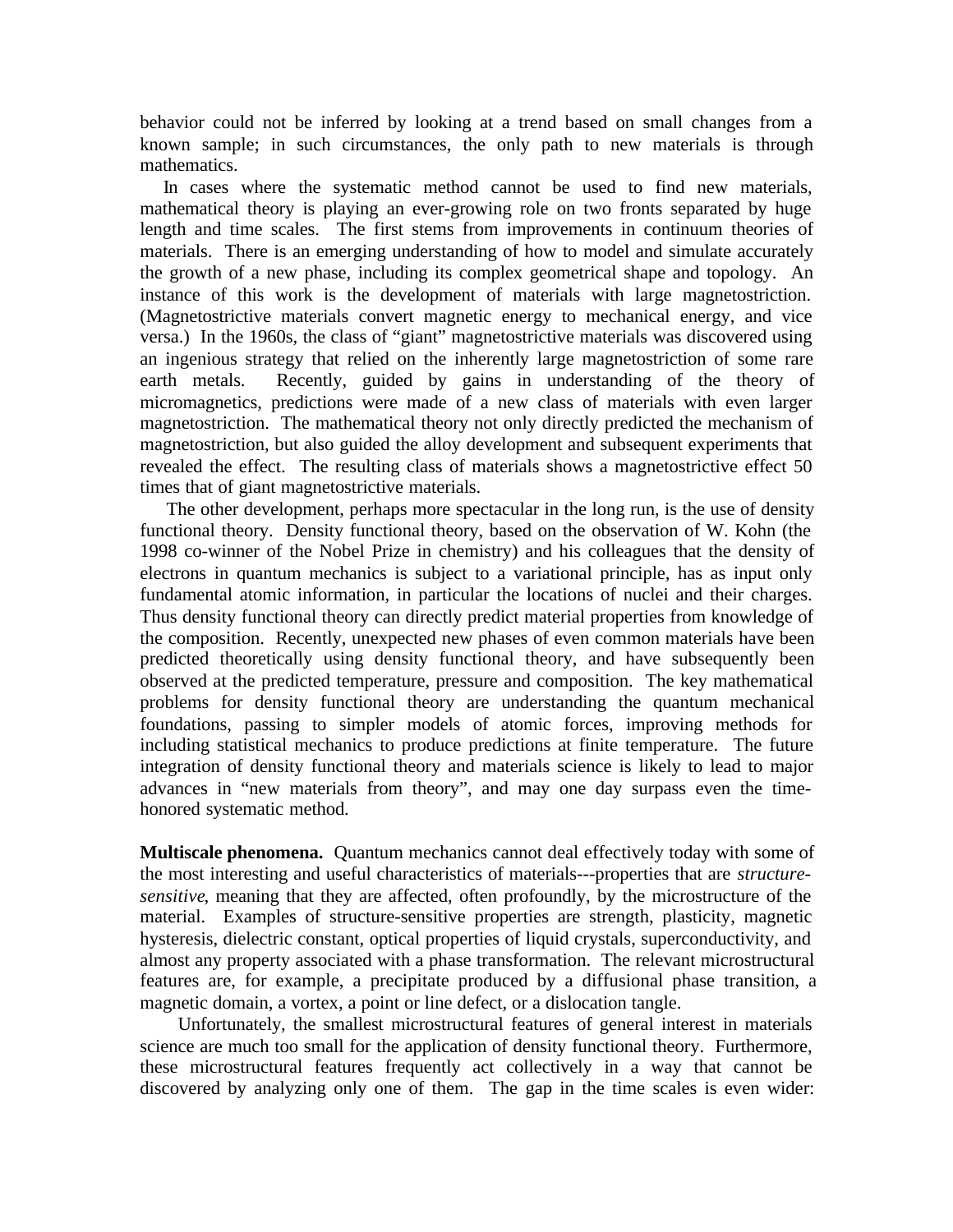behavior could not be inferred by looking at a trend based on small changes from a known sample; in such circumstances, the only path to new materials is through mathematics.

In cases where the systematic method cannot be used to find new materials, mathematical theory is playing an ever-growing role on two fronts separated by huge length and time scales. The first stems from improvements in continuum theories of materials. There is an emerging understanding of how to model and simulate accurately the growth of a new phase, including its complex geometrical shape and topology. An instance of this work is the development of materials with large magnetostriction. (Magnetostrictive materials convert magnetic energy to mechanical energy, and vice versa.) In the 1960s, the class of "giant" magnetostrictive materials was discovered using an ingenious strategy that relied on the inherently large magnetostriction of some rare earth metals. Recently, guided by gains in understanding of the theory of micromagnetics, predictions were made of a new class of materials with even larger magnetostriction. The mathematical theory not only directly predicted the mechanism of magnetostriction, but also guided the alloy development and subsequent experiments that revealed the effect. The resulting class of materials shows a magnetostrictive effect 50 times that of giant magnetostrictive materials.

The other development, perhaps more spectacular in the long run, is the use of density functional theory. Density functional theory, based on the observation of W. Kohn (the 1998 co-winner of the Nobel Prize in chemistry) and his colleagues that the density of electrons in quantum mechanics is subject to a variational principle, has as input only fundamental atomic information, in particular the locations of nuclei and their charges. Thus density functional theory can directly predict material properties from knowledge of the composition. Recently, unexpected new phases of even common materials have been predicted theoretically using density functional theory, and have subsequently been observed at the predicted temperature, pressure and composition. The key mathematical problems for density functional theory are understanding the quantum mechanical foundations, passing to simpler models of atomic forces, improving methods for including statistical mechanics to produce predictions at finite temperature. The future integration of density functional theory and materials science is likely to lead to major advances in "new materials from theory", and may one day surpass even the time-honored systematic method.

**Multiscale phenomena.** Quantum mechanics cannot deal effectively today with some of the most interesting and useful characteristics of materials---properties that are *structure-sensitive*, meaning that they are affected, often profoundly, by the microstructure of the material. Examples of structure-sensitive properties are strength, plasticity, magnetic hysteresis, dielectric constant, optical properties of liquid crystals, superconductivity, and almost any property associated with a phase transformation. The relevant microstructural features are, for example, a precipitate produced by a diffusional phase transition, a magnetic domain, a vortex, a point or line defect, or a dislocation tangle.

Unfortunately, the smallest microstructural features of general interest in materials science are much too small for the application of density functional theory. Furthermore, these microstructural features frequently act collectively in a way that cannot be discovered by analyzing only one of them. The gap in the time scales is even wider: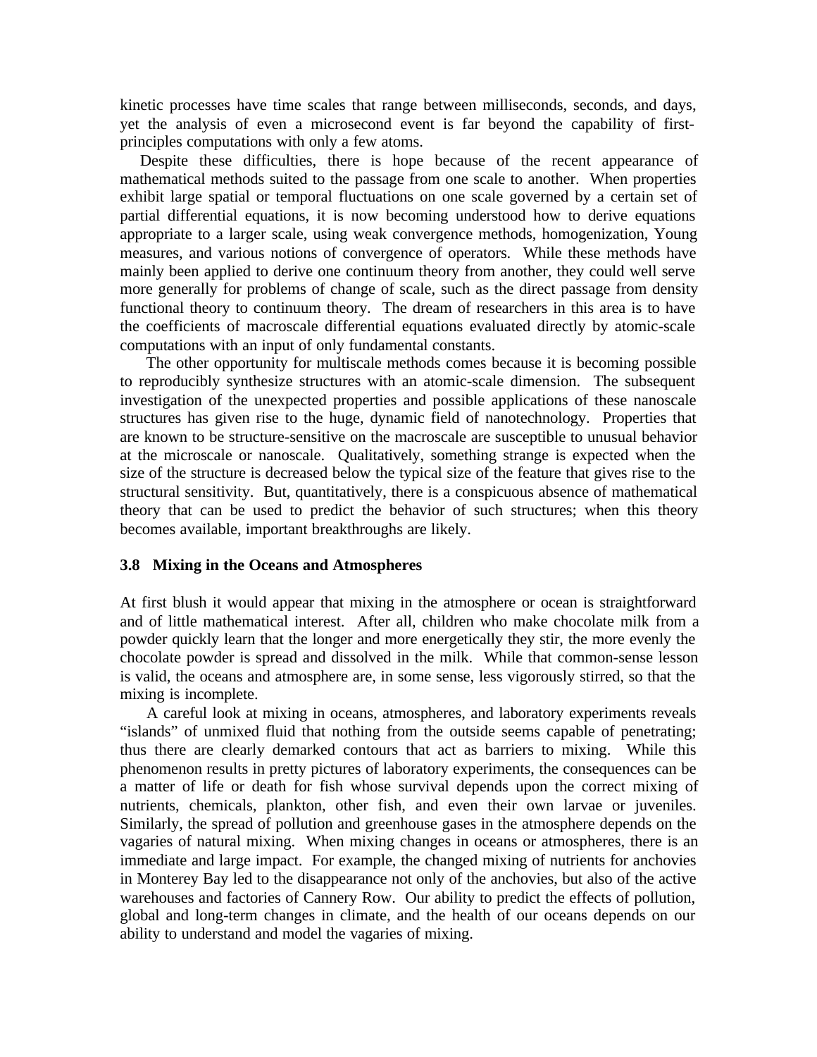kinetic processes have time scales that range between milliseconds, seconds, and days, yet the analysis of even a microsecond event is far beyond the capability of first-principles computations with only a few atoms.

Despite these difficulties, there is hope because of the recent appearance of mathematical methods suited to the passage from one scale to another. When properties exhibit large spatial or temporal fluctuations on one scale governed by a certain set of partial differential equations, it is now becoming understood how to derive equations appropriate to a larger scale, using weak convergence methods, homogenization, Young measures, and various notions of convergence of operators. While these methods have mainly been applied to derive one continuum theory from another, they could well serve more generally for problems of change of scale, such as the direct passage from density functional theory to continuum theory. The dream of researchers in this area is to have the coefficients of macroscale differential equations evaluated directly by atomic-scale computations with an input of only fundamental constants.

The other opportunity for multiscale methods comes because it is becoming possible to reproducibly synthesize structures with an atomic-scale dimension. The subsequent investigation of the unexpected properties and possible applications of these nanoscale structures has given rise to the huge, dynamic field of nanotechnology. Properties that are known to be structure-sensitive on the macroscale are susceptible to unusual behavior at the microscale or nanoscale. Qualitatively, something strange is expected when the size of the structure is decreased below the typical size of the feature that gives rise to the structural sensitivity. But, quantitatively, there is a conspicuous absence of mathematical theory that can be used to predict the behavior of such structures; when this theory becomes available, important breakthroughs are likely.

### 3.8 Mixing in the Oceans and Atmospheres

At first blush it would appear that mixing in the atmosphere or ocean is straightforward and of little mathematical interest. After all, children who make chocolate milk from a powder quickly learn that the longer and more energetically they stir, the more evenly the chocolate powder is spread and dissolved in the milk. While that common-sense lesson is valid, the oceans and atmosphere are, in some sense, less vigorously stirred, so that the mixing is incomplete.

A careful look at mixing in oceans, atmospheres, and laboratory experiments reveals "islands" of unmixed fluid that nothing from the outside seems capable of penetrating; thus there are clearly demarked contours that act as barriers to mixing. While this phenomenon results in pretty pictures of laboratory experiments, the consequences can be a matter of life or death for fish whose survival depends upon the correct mixing of nutrients, chemicals, plankton, other fish, and even their own larvae or juveniles. Similarly, the spread of pollution and greenhouse gases in the atmosphere depends on the vagaries of natural mixing. When mixing changes in oceans or atmospheres, there is an immediate and large impact. For example, the changed mixing of nutrients for anchovies in Monterey Bay led to the disappearance not only of the anchovies, but also of the active warehouses and factories of Cannery Row. Our ability to predict the effects of pollution, global and long-term changes in climate, and the health of our oceans depends on our ability to understand and model the vagaries of mixing.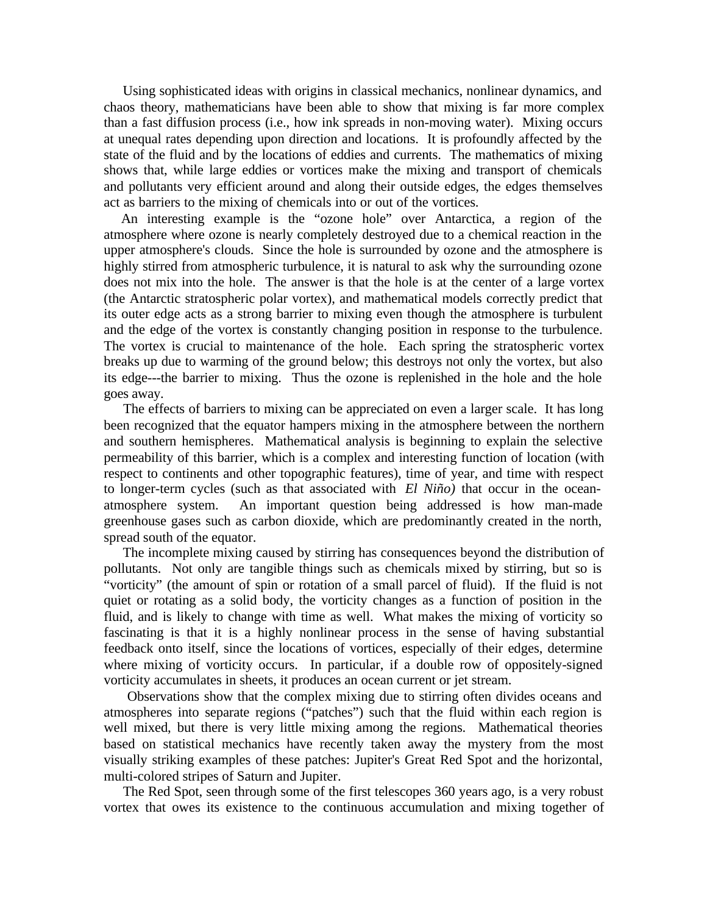Using sophisticated ideas with origins in classical mechanics, nonlinear dynamics, and chaos theory, mathematicians have been able to show that mixing is far more complex than a fast diffusion process (i.e., how ink spreads in non-moving water). Mixing occurs at unequal rates depending upon direction and locations. It is profoundly affected by the state of the fluid and by the locations of eddies and currents. The mathematics of mixing shows that, while large eddies or vortices make the mixing and transport of chemicals and pollutants very efficient around and along their outside edges, the edges themselves act as barriers to the mixing of chemicals into or out of the vortices.

An interesting example is the "ozone hole" over Antarctica, a region of the atmosphere where ozone is nearly completely destroyed due to a chemical reaction in the upper atmosphere's clouds. Since the hole is surrounded by ozone and the atmosphere is highly stirred from atmospheric turbulence, it is natural to ask why the surrounding ozone does not mix into the hole. The answer is that the hole is at the center of a large vortex (the Antarctic stratospheric polar vortex), and mathematical models correctly predict that its outer edge acts as a strong barrier to mixing even though the atmosphere is turbulent and the edge of the vortex is constantly changing position in response to the turbulence. The vortex is crucial to maintenance of the hole. Each spring the stratospheric vortex breaks up due to warming of the ground below; this destroys not only the vortex, but also its edge---the barrier to mixing. Thus the ozone is replenished in the hole and the hole goes away.

The effects of barriers to mixing can be appreciated on even a larger scale. It has long been recognized that the equator hampers mixing in the atmosphere between the northern and southern hemispheres. Mathematical analysis is beginning to explain the selective permeability of this barrier, which is a complex and interesting function of location (with respect to continents and other topographic features), time of year, and time with respect to longer-term cycles (such as that associated with *El Niño)* that occur in the ocean-atmosphere system. An important question being addressed is how man-made greenhouse gases such as carbon dioxide, which are predominantly created in the north, spread south of the equator.

The incomplete mixing caused by stirring has consequences beyond the distribution of pollutants. Not only are tangible things such as chemicals mixed by stirring, but so is "vorticity" (the amount of spin or rotation of a small parcel of fluid). If the fluid is not quiet or rotating as a solid body, the vorticity changes as a function of position in the fluid, and is likely to change with time as well. What makes the mixing of vorticity so fascinating is that it is a highly nonlinear process in the sense of having substantial feedback onto itself, since the locations of vortices, especially of their edges, determine where mixing of vorticity occurs. In particular, if a double row of oppositely-signed vorticity accumulates in sheets, it produces an ocean current or jet stream.

Observations show that the complex mixing due to stirring often divides oceans and atmospheres into separate regions ("patches") such that the fluid within each region is well mixed, but there is very little mixing among the regions. Mathematical theories based on statistical mechanics have recently taken away the mystery from the most visually striking examples of these patches: Jupiter's Great Red Spot and the horizontal, multi-colored stripes of Saturn and Jupiter.

The Red Spot, seen through some of the first telescopes 360 years ago, is a very robust vortex that owes its existence to the continuous accumulation and mixing together of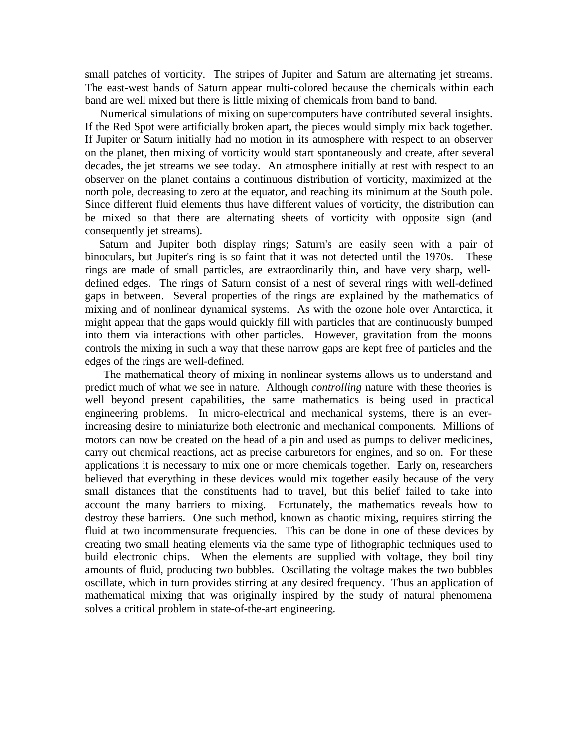small patches of vorticity. The stripes of Jupiter and Saturn are alternating jet streams. The east-west bands of Saturn appear multi-colored because the chemicals within each band are well mixed but there is little mixing of chemicals from band to band.

Numerical simulations of mixing on supercomputers have contributed several insights. If the Red Spot were artificially broken apart, the pieces would simply mix back together. If Jupiter or Saturn initially had no motion in its atmosphere with respect to an observer on the planet, then mixing of vorticity would start spontaneously and create, after several decades, the jet streams we see today. An atmosphere initially at rest with respect to an observer on the planet contains a continuous distribution of vorticity, maximized at the north pole, decreasing to zero at the equator, and reaching its minimum at the South pole. Since different fluid elements thus have different values of vorticity, the distribution can be mixed so that there are alternating sheets of vorticity with opposite sign (and consequently jet streams).

Saturn and Jupiter both display rings; Saturn's are easily seen with a pair of binoculars, but Jupiter's ring is so faint that it was not detected until the 1970s. These rings are made of small particles, are extraordinarily thin, and have very sharp, well-defined edges. The rings of Saturn consist of a nest of several rings with well-defined gaps in between. Several properties of the rings are explained by the mathematics of mixing and of nonlinear dynamical systems. As with the ozone hole over Antarctica, it might appear that the gaps would quickly fill with particles that are continuously bumped into them via interactions with other particles. However, gravitation from the moons controls the mixing in such a way that these narrow gaps are kept free of particles and the edges of the rings are well-defined.

The mathematical theory of mixing in nonlinear systems allows us to understand and predict much of what we see in nature. Although *controlling* nature with these theories is well beyond present capabilities, the same mathematics is being used in practical engineering problems. In micro-electrical and mechanical systems, there is an ever-increasing desire to miniaturize both electronic and mechanical components. Millions of motors can now be created on the head of a pin and used as pumps to deliver medicines, carry out chemical reactions, act as precise carburetors for engines, and so on. For these applications it is necessary to mix one or more chemicals together. Early on, researchers believed that everything in these devices would mix together easily because of the very small distances that the constituents had to travel, but this belief failed to take into account the many barriers to mixing. Fortunately, the mathematics reveals how to destroy these barriers. One such method, known as chaotic mixing, requires stirring the fluid at two incommensurate frequencies. This can be done in one of these devices by creating two small heating elements via the same type of lithographic techniques used to build electronic chips. When the elements are supplied with voltage, they boil tiny amounts of fluid, producing two bubbles. Oscillating the voltage makes the two bubbles oscillate, which in turn provides stirring at any desired frequency. Thus an application of mathematical mixing that was originally inspired by the study of natural phenomena solves a critical problem in state-of-the-art engineering.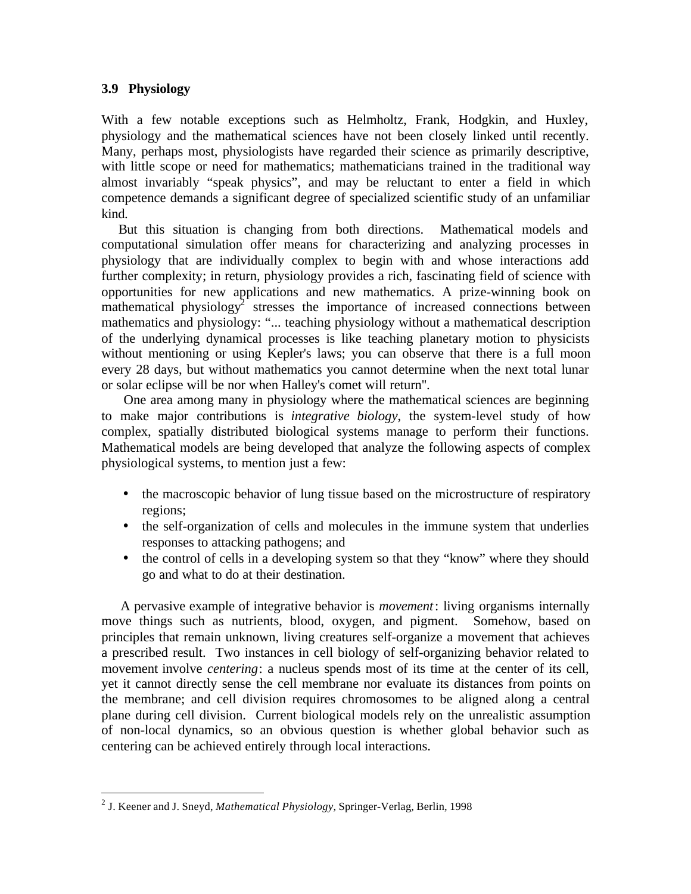### 3.9 Physiology

With a few notable exceptions such as Helmholtz, Frank, Hodgkin, and Huxley, physiology and the mathematical sciences have not been closely linked until recently. Many, perhaps most, physiologists have regarded their science as primarily descriptive, with little scope or need for mathematics; mathematicians trained in the traditional way almost invariably "speak physics", and may be reluctant to enter a field in which competence demands a significant degree of specialized scientific study of an unfamiliar kind.

But this situation is changing from both directions. Mathematical models and computational simulation offer means for characterizing and analyzing processes in physiology that are individually complex to begin with and whose interactions add further complexity; in return, physiology provides a rich, fascinating field of science with opportunities for new applications and new mathematics. A prize-winning book on mathematical physiology[2] stresses the importance of increased connections between mathematics and physiology: "... teaching physiology without a mathematical description of the underlying dynamical processes is like teaching planetary motion to physicists without mentioning or using Kepler's laws; you can observe that there is a full moon every 28 days, but without mathematics you cannot determine when the next total lunar or solar eclipse will be nor when Halley's comet will return".

One area among many in physiology where the mathematical sciences are beginning to make major contributions is *integrative biology*, the system-level study of how complex, spatially distributed biological systems manage to perform their functions. Mathematical models are being developed that analyze the following aspects of complex physiological systems, to mention just a few:

- the macroscopic behavior of lung tissue based on the microstructure of respiratory regions;
- the self-organization of cells and molecules in the immune system that underlies responses to attacking pathogens; and
- the control of cells in a developing system so that they "know" where they should go and what to do at their destination.

A pervasive example of integrative behavior is *movement*: living organisms internally move things such as nutrients, blood, oxygen, and pigment. Somehow, based on principles that remain unknown, living creatures self-organize a movement that achieves a prescribed result. Two instances in cell biology of self-organizing behavior related to movement involve *centering*: a nucleus spends most of its time at the center of its cell, yet it cannot directly sense the cell membrane nor evaluate its distances from points on the membrane; and cell division requires chromosomes to be aligned along a central plane during cell division. Current biological models rely on the unrealistic assumption of non-local dynamics, so an obvious question is whether global behavior such as centering can be achieved entirely through local interactions.

---

[2] J. Keener and J. Sneyd, *Mathematical Physiology*, Springer-Verlag, Berlin, 1998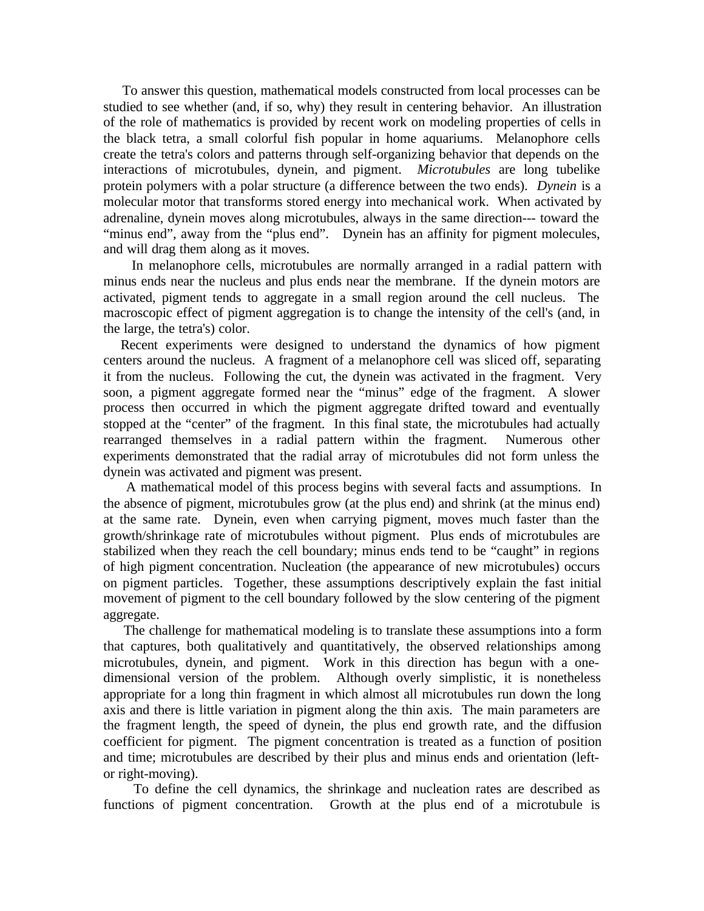To answer this question, mathematical models constructed from local processes can be studied to see whether (and, if so, why) they result in centering behavior. An illustration of the role of mathematics is provided by recent work on modeling properties of cells in the black tetra, a small colorful fish popular in home aquariums. Melanophore cells create the tetra's colors and patterns through self-organizing behavior that depends on the interactions of microtubules, dynein, and pigment. *Microtubules* are long tubelike protein polymers with a polar structure (a difference between the two ends). *Dynein* is a molecular motor that transforms stored energy into mechanical work. When activated by adrenaline, dynein moves along microtubules, always in the same direction--- toward the "minus end", away from the "plus end". Dynein has an affinity for pigment molecules, and will drag them along as it moves.

In melanophore cells, microtubules are normally arranged in a radial pattern with minus ends near the nucleus and plus ends near the membrane. If the dynein motors are activated, pigment tends to aggregate in a small region around the cell nucleus. The macroscopic effect of pigment aggregation is to change the intensity of the cell's (and, in the large, the tetra's) color.

Recent experiments were designed to understand the dynamics of how pigment centers around the nucleus. A fragment of a melanophore cell was sliced off, separating it from the nucleus. Following the cut, the dynein was activated in the fragment. Very soon, a pigment aggregate formed near the "minus" edge of the fragment. A slower process then occurred in which the pigment aggregate drifted toward and eventually stopped at the "center" of the fragment. In this final state, the microtubules had actually rearranged themselves in a radial pattern within the fragment. Numerous other experiments demonstrated that the radial array of microtubules did not form unless the dynein was activated and pigment was present.

A mathematical model of this process begins with several facts and assumptions. In the absence of pigment, microtubules grow (at the plus end) and shrink (at the minus end) at the same rate. Dynein, even when carrying pigment, moves much faster than the growth/shrinkage rate of microtubules without pigment. Plus ends of microtubules are stabilized when they reach the cell boundary; minus ends tend to be "caught" in regions of high pigment concentration. Nucleation (the appearance of new microtubules) occurs on pigment particles. Together, these assumptions descriptively explain the fast initial movement of pigment to the cell boundary followed by the slow centering of the pigment aggregate.

The challenge for mathematical modeling is to translate these assumptions into a form that captures, both qualitatively and quantitatively, the observed relationships among microtubules, dynein, and pigment. Work in this direction has begun with a one-dimensional version of the problem. Although overly simplistic, it is nonetheless appropriate for a long thin fragment in which almost all microtubules run down the long axis and there is little variation in pigment along the thin axis. The main parameters are the fragment length, the speed of dynein, the plus end growth rate, and the diffusion coefficient for pigment. The pigment concentration is treated as a function of position and time; microtubules are described by their plus and minus ends and orientation (left- or right-moving).

To define the cell dynamics, the shrinkage and nucleation rates are described as functions of pigment concentration. Growth at the plus end of a microtubule is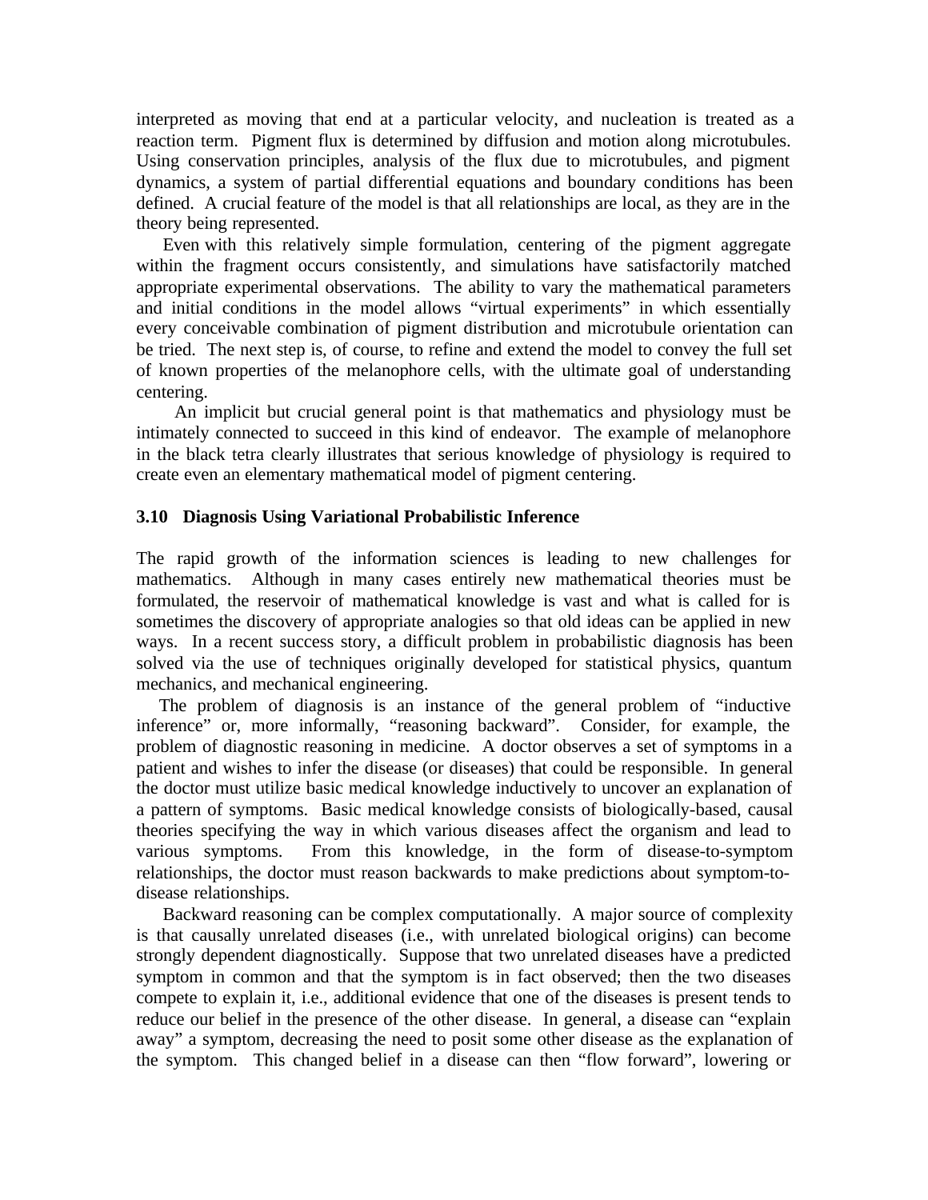interpreted as moving that end at a particular velocity, and nucleation is treated as a reaction term. Pigment flux is determined by diffusion and motion along microtubules. Using conservation principles, analysis of the flux due to microtubules, and pigment dynamics, a system of partial differential equations and boundary conditions has been defined. A crucial feature of the model is that all relationships are local, as they are in the theory being represented.

Even with this relatively simple formulation, centering of the pigment aggregate within the fragment occurs consistently, and simulations have satisfactorily matched appropriate experimental observations. The ability to vary the mathematical parameters and initial conditions in the model allows "virtual experiments" in which essentially every conceivable combination of pigment distribution and microtubule orientation can be tried. The next step is, of course, to refine and extend the model to convey the full set of known properties of the melanophore cells, with the ultimate goal of understanding centering.

An implicit but crucial general point is that mathematics and physiology must be intimately connected to succeed in this kind of endeavor. The example of melanophore in the black tetra clearly illustrates that serious knowledge of physiology is required to create even an elementary mathematical model of pigment centering.

### 3.10 Diagnosis Using Variational Probabilistic Inference

The rapid growth of the information sciences is leading to new challenges for mathematics. Although in many cases entirely new mathematical theories must be formulated, the reservoir of mathematical knowledge is vast and what is called for is sometimes the discovery of appropriate analogies so that old ideas can be applied in new ways. In a recent success story, a difficult problem in probabilistic diagnosis has been solved via the use of techniques originally developed for statistical physics, quantum mechanics, and mechanical engineering.

The problem of diagnosis is an instance of the general problem of "inductive inference" or, more informally, "reasoning backward". Consider, for example, the problem of diagnostic reasoning in medicine. A doctor observes a set of symptoms in a patient and wishes to infer the disease (or diseases) that could be responsible. In general the doctor must utilize basic medical knowledge inductively to uncover an explanation of a pattern of symptoms. Basic medical knowledge consists of biologically-based, causal theories specifying the way in which various diseases affect the organism and lead to various symptoms. From this knowledge, in the form of disease-to-symptom relationships, the doctor must reason backwards to make predictions about symptom-to-disease relationships.

Backward reasoning can be complex computationally. A major source of complexity is that causally unrelated diseases (i.e., with unrelated biological origins) can become strongly dependent diagnostically. Suppose that two unrelated diseases have a predicted symptom in common and that the symptom is in fact observed; then the two diseases compete to explain it, i.e., additional evidence that one of the diseases is present tends to reduce our belief in the presence of the other disease. In general, a disease can "explain away" a symptom, decreasing the need to posit some other disease as the explanation of the symptom. This changed belief in a disease can then "flow forward", lowering or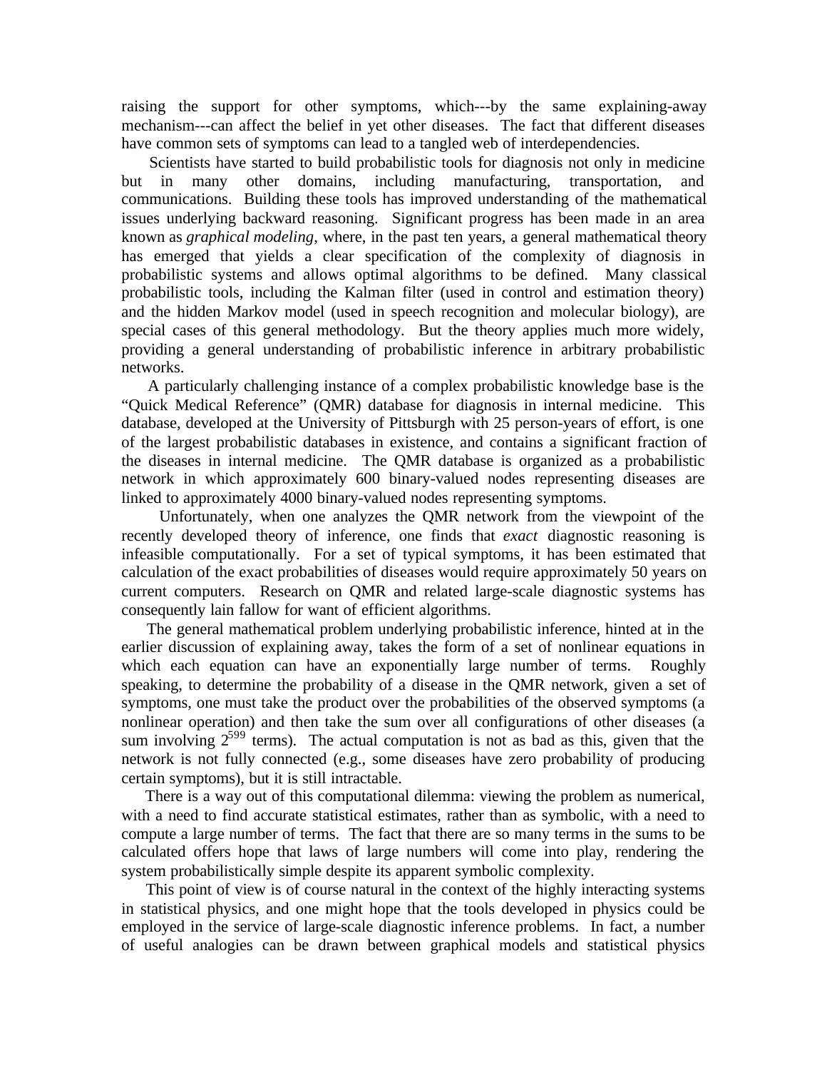raising the support for other symptoms, which---by the same explaining-away mechanism---can affect the belief in yet other diseases. The fact that different diseases have common sets of symptoms can lead to a tangled web of interdependencies.

Scientists have started to build probabilistic tools for diagnosis not only in medicine but in many other domains, including manufacturing, transportation, and communications. Building these tools has improved understanding of the mathematical issues underlying backward reasoning. Significant progress has been made in an area known as *graphical modeling*, where, in the past ten years, a general mathematical theory has emerged that yields a clear specification of the complexity of diagnosis in probabilistic systems and allows optimal algorithms to be defined. Many classical probabilistic tools, including the Kalman filter (used in control and estimation theory) and the hidden Markov model (used in speech recognition and molecular biology), are special cases of this general methodology. But the theory applies much more widely, providing a general understanding of probabilistic inference in arbitrary probabilistic networks.

A particularly challenging instance of a complex probabilistic knowledge base is the "Quick Medical Reference" (QMR) database for diagnosis in internal medicine. This database, developed at the University of Pittsburgh with 25 person-years of effort, is one of the largest probabilistic databases in existence, and contains a significant fraction of the diseases in internal medicine. The QMR database is organized as a probabilistic network in which approximately 600 binary-valued nodes representing diseases are linked to approximately 4000 binary-valued nodes representing symptoms.

Unfortunately, when one analyzes the QMR network from the viewpoint of the recently developed theory of inference, one finds that *exact* diagnostic reasoning is infeasible computationally. For a set of typical symptoms, it has been estimated that calculation of the exact probabilities of diseases would require approximately 50 years on current computers. Research on QMR and related large-scale diagnostic systems has consequently lain fallow for want of efficient algorithms.

The general mathematical problem underlying probabilistic inference, hinted at in the earlier discussion of explaining away, takes the form of a set of nonlinear equations in which each equation can have an exponentially large number of terms. Roughly speaking, to determine the probability of a disease in the QMR network, given a set of symptoms, one must take the product over the probabilities of the observed symptoms (a nonlinear operation) and then take the sum over all configurations of other diseases (a sum involving $2^{599}$ terms). The actual computation is not as bad as this, given that the network is not fully connected (e.g., some diseases have zero probability of producing certain symptoms), but it is still intractable.

There is a way out of this computational dilemma: viewing the problem as numerical, with a need to find accurate statistical estimates, rather than as symbolic, with a need to compute a large number of terms. The fact that there are so many terms in the sums to be calculated offers hope that laws of large numbers will come into play, rendering the system probabilistically simple despite its apparent symbolic complexity.

This point of view is of course natural in the context of the highly interacting systems in statistical physics, and one might hope that the tools developed in physics could be employed in the service of large-scale diagnostic inference problems. In fact, a number of useful analogies can be drawn between graphical models and statistical physics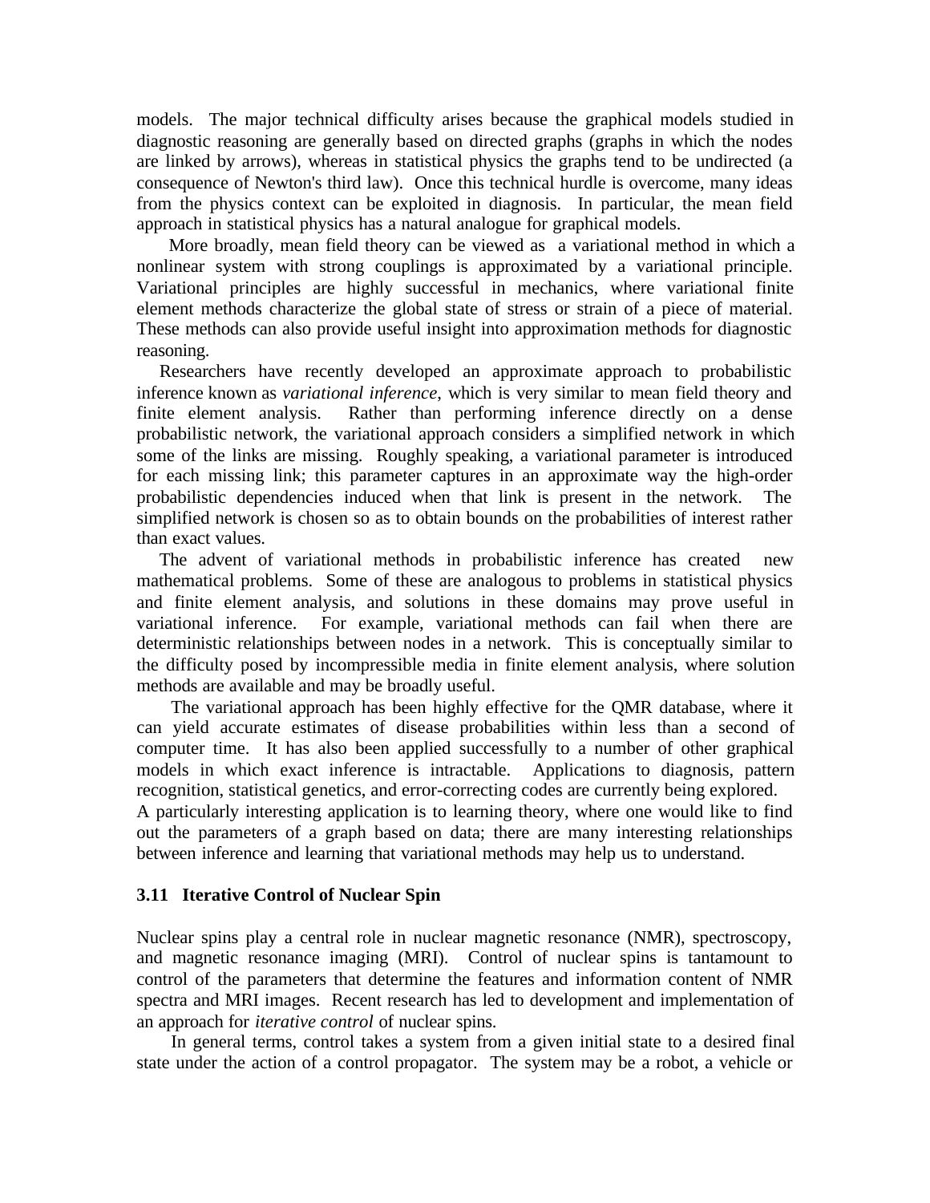models. The major technical difficulty arises because the graphical models studied in diagnostic reasoning are generally based on directed graphs (graphs in which the nodes are linked by arrows), whereas in statistical physics the graphs tend to be undirected (a consequence of Newton's third law). Once this technical hurdle is overcome, many ideas from the physics context can be exploited in diagnosis. In particular, the mean field approach in statistical physics has a natural analogue for graphical models.

More broadly, mean field theory can be viewed as a variational method in which a nonlinear system with strong couplings is approximated by a variational principle. Variational principles are highly successful in mechanics, where variational finite element methods characterize the global state of stress or strain of a piece of material. These methods can also provide useful insight into approximation methods for diagnostic reasoning.

Researchers have recently developed an approximate approach to probabilistic inference known as *variational inference*, which is very similar to mean field theory and finite element analysis. Rather than performing inference directly on a dense probabilistic network, the variational approach considers a simplified network in which some of the links are missing. Roughly speaking, a variational parameter is introduced for each missing link; this parameter captures in an approximate way the high-order probabilistic dependencies induced when that link is present in the network. The simplified network is chosen so as to obtain bounds on the probabilities of interest rather than exact values.

The advent of variational methods in probabilistic inference has created new mathematical problems. Some of these are analogous to problems in statistical physics and finite element analysis, and solutions in these domains may prove useful in variational inference. For example, variational methods can fail when there are deterministic relationships between nodes in a network. This is conceptually similar to the difficulty posed by incompressible media in finite element analysis, where solution methods are available and may be broadly useful.

The variational approach has been highly effective for the QMR database, where it can yield accurate estimates of disease probabilities within less than a second of computer time. It has also been applied successfully to a number of other graphical models in which exact inference is intractable. Applications to diagnosis, pattern recognition, statistical genetics, and error-correcting codes are currently being explored. A particularly interesting application is to learning theory, where one would like to find out the parameters of a graph based on data; there are many interesting relationships between inference and learning that variational methods may help us to understand.

### 3.11 Iterative Control of Nuclear Spin

Nuclear spins play a central role in nuclear magnetic resonance (NMR), spectroscopy, and magnetic resonance imaging (MRI). Control of nuclear spins is tantamount to control of the parameters that determine the features and information content of NMR spectra and MRI images. Recent research has led to development and implementation of an approach for *iterative control* of nuclear spins.

In general terms, control takes a system from a given initial state to a desired final state under the action of a control propagator. The system may be a robot, a vehicle or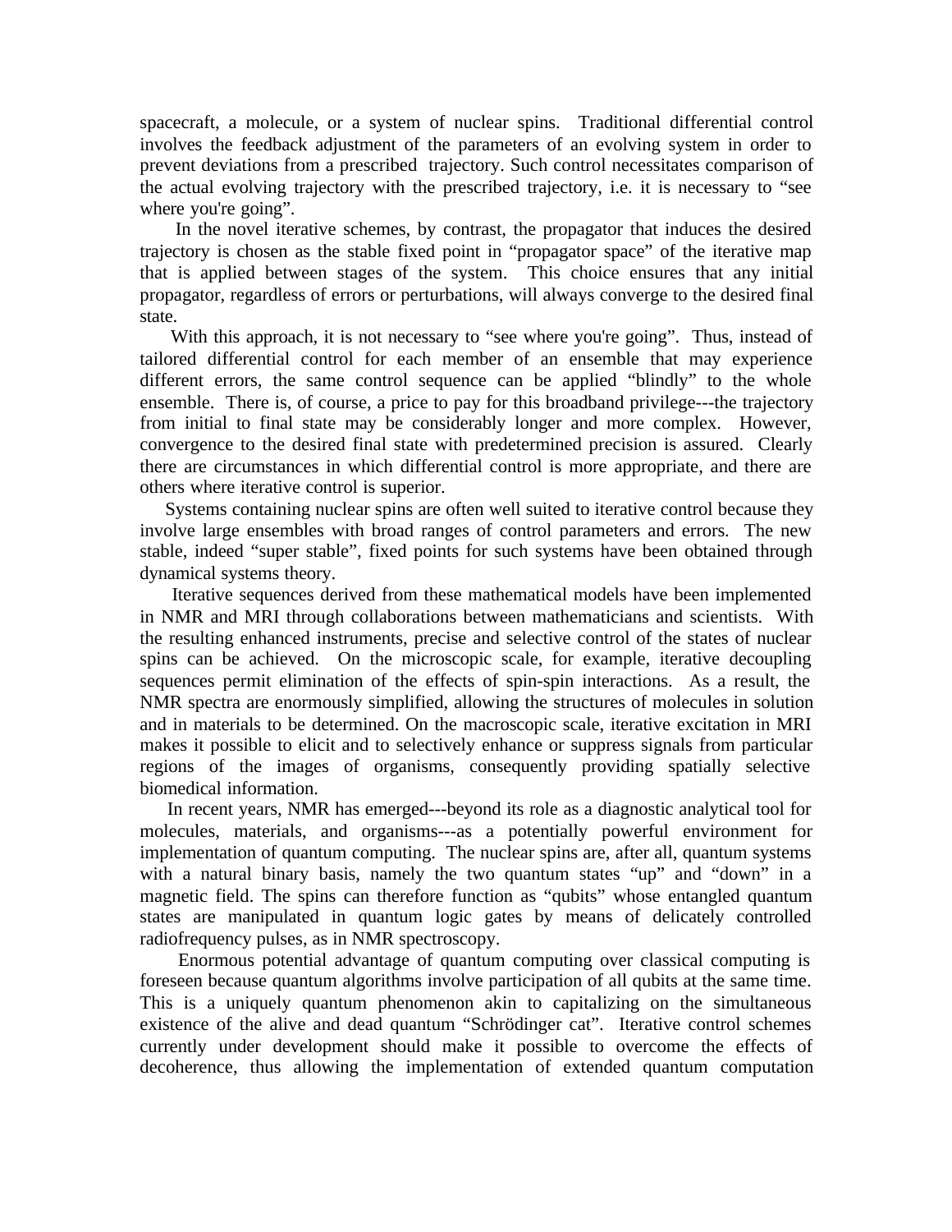spacecraft, a molecule, or a system of nuclear spins. Traditional differential control involves the feedback adjustment of the parameters of an evolving system in order to prevent deviations from a prescribed trajectory. Such control necessitates comparison of the actual evolving trajectory with the prescribed trajectory, i.e. it is necessary to “see where you're going”.

In the novel iterative schemes, by contrast, the propagator that induces the desired trajectory is chosen as the stable fixed point in “propagator space” of the iterative map that is applied between stages of the system. This choice ensures that any initial propagator, regardless of errors or perturbations, will always converge to the desired final state.

With this approach, it is not necessary to “see where you're going”. Thus, instead of tailored differential control for each member of an ensemble that may experience different errors, the same control sequence can be applied “blindly” to the whole ensemble. There is, of course, a price to pay for this broadband privilege---the trajectory from initial to final state may be considerably longer and more complex. However, convergence to the desired final state with predetermined precision is assured. Clearly there are circumstances in which differential control is more appropriate, and there are others where iterative control is superior.

Systems containing nuclear spins are often well suited to iterative control because they involve large ensembles with broad ranges of control parameters and errors. The new stable, indeed “super stable”, fixed points for such systems have been obtained through dynamical systems theory.

Iterative sequences derived from these mathematical models have been implemented in NMR and MRI through collaborations between mathematicians and scientists. With the resulting enhanced instruments, precise and selective control of the states of nuclear spins can be achieved. On the microscopic scale, for example, iterative decoupling sequences permit elimination of the effects of spin-spin interactions. As a result, the NMR spectra are enormously simplified, allowing the structures of molecules in solution and in materials to be determined. On the macroscopic scale, iterative excitation in MRI makes it possible to elicit and to selectively enhance or suppress signals from particular regions of the images of organisms, consequently providing spatially selective biomedical information.

In recent years, NMR has emerged---beyond its role as a diagnostic analytical tool for molecules, materials, and organisms---as a potentially powerful environment for implementation of quantum computing. The nuclear spins are, after all, quantum systems with a natural binary basis, namely the two quantum states “up” and “down” in a magnetic field. The spins can therefore function as “qubits” whose entangled quantum states are manipulated in quantum logic gates by means of delicately controlled radiofrequency pulses, as in NMR spectroscopy.

Enormous potential advantage of quantum computing over classical computing is foreseen because quantum algorithms involve participation of all qubits at the same time. This is a uniquely quantum phenomenon akin to capitalizing on the simultaneous existence of the alive and dead quantum “Schrödinger cat”. Iterative control schemes currently under development should make it possible to overcome the effects of decoherence, thus allowing the implementation of extended quantum computation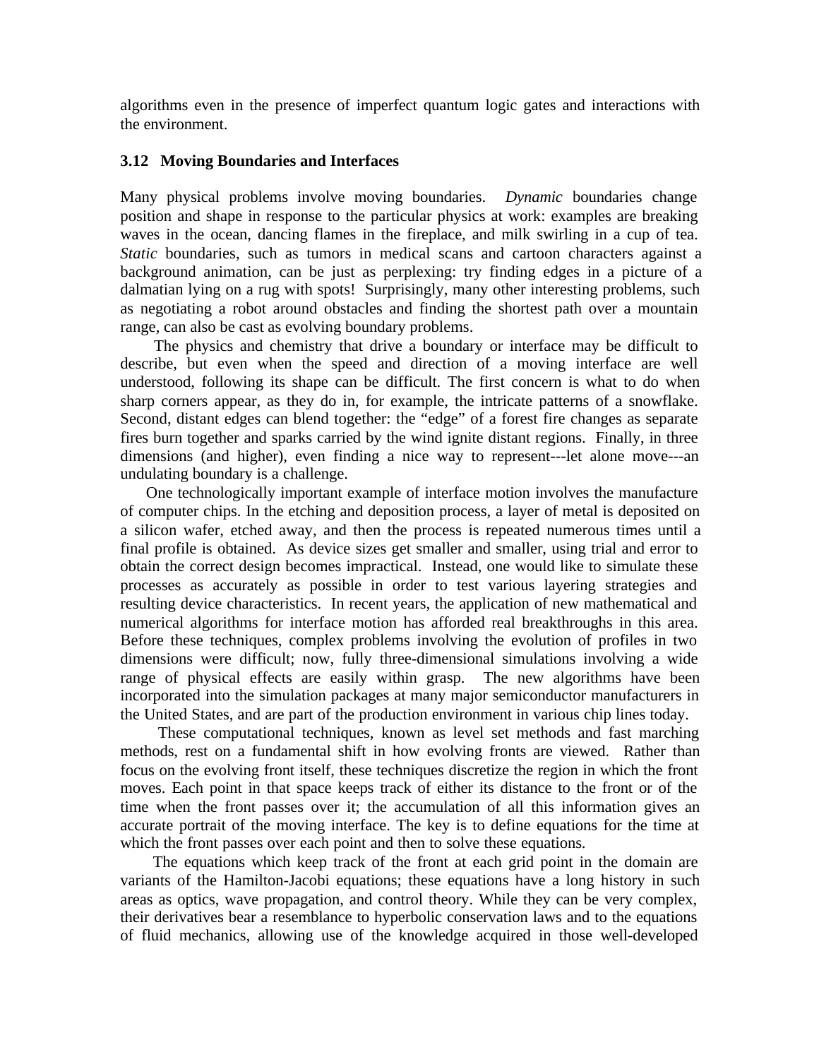algorithms even in the presence of imperfect quantum logic gates and interactions with the environment.

### 3.12 Moving Boundaries and Interfaces

Many physical problems involve moving boundaries. *Dynamic* boundaries change position and shape in response to the particular physics at work: examples are breaking waves in the ocean, dancing flames in the fireplace, and milk swirling in a cup of tea. *Static* boundaries, such as tumors in medical scans and cartoon characters against a background animation, can be just as perplexing: try finding edges in a picture of a dalmatian lying on a rug with spots! Surprisingly, many other interesting problems, such as negotiating a robot around obstacles and finding the shortest path over a mountain range, can also be cast as evolving boundary problems.

The physics and chemistry that drive a boundary or interface may be difficult to describe, but even when the speed and direction of a moving interface are well understood, following its shape can be difficult. The first concern is what to do when sharp corners appear, as they do in, for example, the intricate patterns of a snowflake. Second, distant edges can blend together: the "edge" of a forest fire changes as separate fires burn together and sparks carried by the wind ignite distant regions. Finally, in three dimensions (and higher), even finding a nice way to represent---let alone move---an undulating boundary is a challenge.

One technologically important example of interface motion involves the manufacture of computer chips. In the etching and deposition process, a layer of metal is deposited on a silicon wafer, etched away, and then the process is repeated numerous times until a final profile is obtained. As device sizes get smaller and smaller, using trial and error to obtain the correct design becomes impractical. Instead, one would like to simulate these processes as accurately as possible in order to test various layering strategies and resulting device characteristics. In recent years, the application of new mathematical and numerical algorithms for interface motion has afforded real breakthroughs in this area. Before these techniques, complex problems involving the evolution of profiles in two dimensions were difficult; now, fully three-dimensional simulations involving a wide range of physical effects are easily within grasp. The new algorithms have been incorporated into the simulation packages at many major semiconductor manufacturers in the United States, and are part of the production environment in various chip lines today.

These computational techniques, known as level set methods and fast marching methods, rest on a fundamental shift in how evolving fronts are viewed. Rather than focus on the evolving front itself, these techniques discretize the region in which the front moves. Each point in that space keeps track of either its distance to the front or of the time when the front passes over it; the accumulation of all this information gives an accurate portrait of the moving interface. The key is to define equations for the time at which the front passes over each point and then to solve these equations.

The equations which keep track of the front at each grid point in the domain are variants of the Hamilton-Jacobi equations; these equations have a long history in such areas as optics, wave propagation, and control theory. While they can be very complex, their derivatives bear a resemblance to hyperbolic conservation laws and to the equations of fluid mechanics, allowing use of the knowledge acquired in those well-developed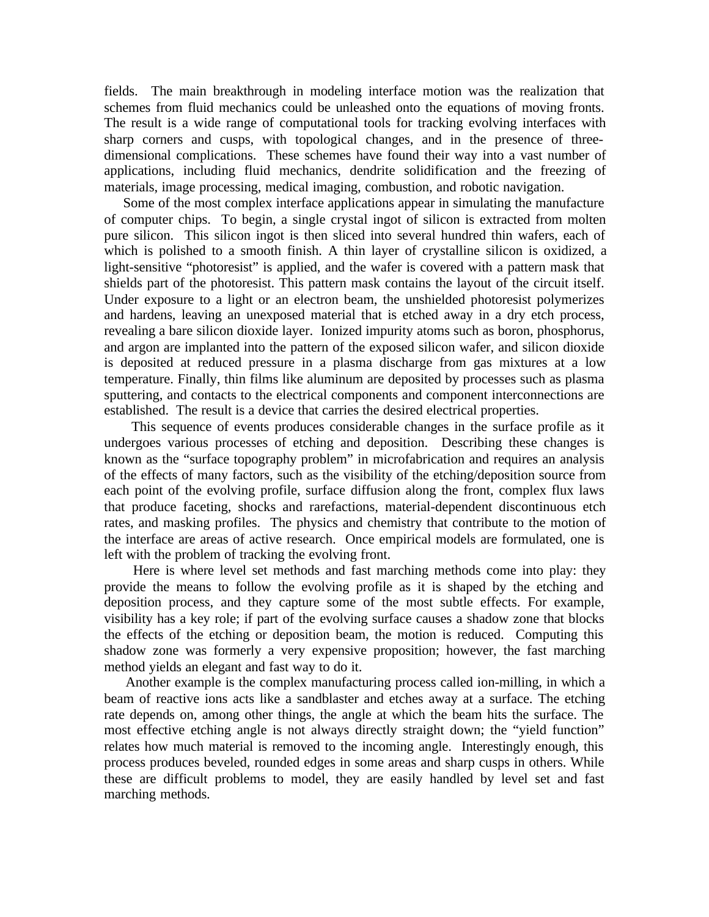fields. The main breakthrough in modeling interface motion was the realization that schemes from fluid mechanics could be unleashed onto the equations of moving fronts. The result is a wide range of computational tools for tracking evolving interfaces with sharp corners and cusps, with topological changes, and in the presence of three-dimensional complications. These schemes have found their way into a vast number of applications, including fluid mechanics, dendrite solidification and the freezing of materials, image processing, medical imaging, combustion, and robotic navigation.

Some of the most complex interface applications appear in simulating the manufacture of computer chips. To begin, a single crystal ingot of silicon is extracted from molten pure silicon. This silicon ingot is then sliced into several hundred thin wafers, each of which is polished to a smooth finish. A thin layer of crystalline silicon is oxidized, a light-sensitive "photoresist" is applied, and the wafer is covered with a pattern mask that shields part of the photoresist. This pattern mask contains the layout of the circuit itself. Under exposure to a light or an electron beam, the unshielded photoresist polymerizes and hardens, leaving an unexposed material that is etched away in a dry etch process, revealing a bare silicon dioxide layer. Ionized impurity atoms such as boron, phosphorus, and argon are implanted into the pattern of the exposed silicon wafer, and silicon dioxide is deposited at reduced pressure in a plasma discharge from gas mixtures at a low temperature. Finally, thin films like aluminum are deposited by processes such as plasma sputtering, and contacts to the electrical components and component interconnections are established. The result is a device that carries the desired electrical properties.

This sequence of events produces considerable changes in the surface profile as it undergoes various processes of etching and deposition. Describing these changes is known as the "surface topography problem" in microfabrication and requires an analysis of the effects of many factors, such as the visibility of the etching/deposition source from each point of the evolving profile, surface diffusion along the front, complex flux laws that produce faceting, shocks and rarefactions, material-dependent discontinuous etch rates, and masking profiles. The physics and chemistry that contribute to the motion of the interface are areas of active research. Once empirical models are formulated, one is left with the problem of tracking the evolving front.

Here is where level set methods and fast marching methods come into play: they provide the means to follow the evolving profile as it is shaped by the etching and deposition process, and they capture some of the most subtle effects. For example, visibility has a key role; if part of the evolving surface causes a shadow zone that blocks the effects of the etching or deposition beam, the motion is reduced. Computing this shadow zone was formerly a very expensive proposition; however, the fast marching method yields an elegant and fast way to do it.

Another example is the complex manufacturing process called ion-milling, in which a beam of reactive ions acts like a sandblaster and etches away at a surface. The etching rate depends on, among other things, the angle at which the beam hits the surface. The most effective etching angle is not always directly straight down; the "yield function" relates how much material is removed to the incoming angle. Interestingly enough, this process produces beveled, rounded edges in some areas and sharp cusps in others. While these are difficult problems to model, they are easily handled by level set and fast marching methods.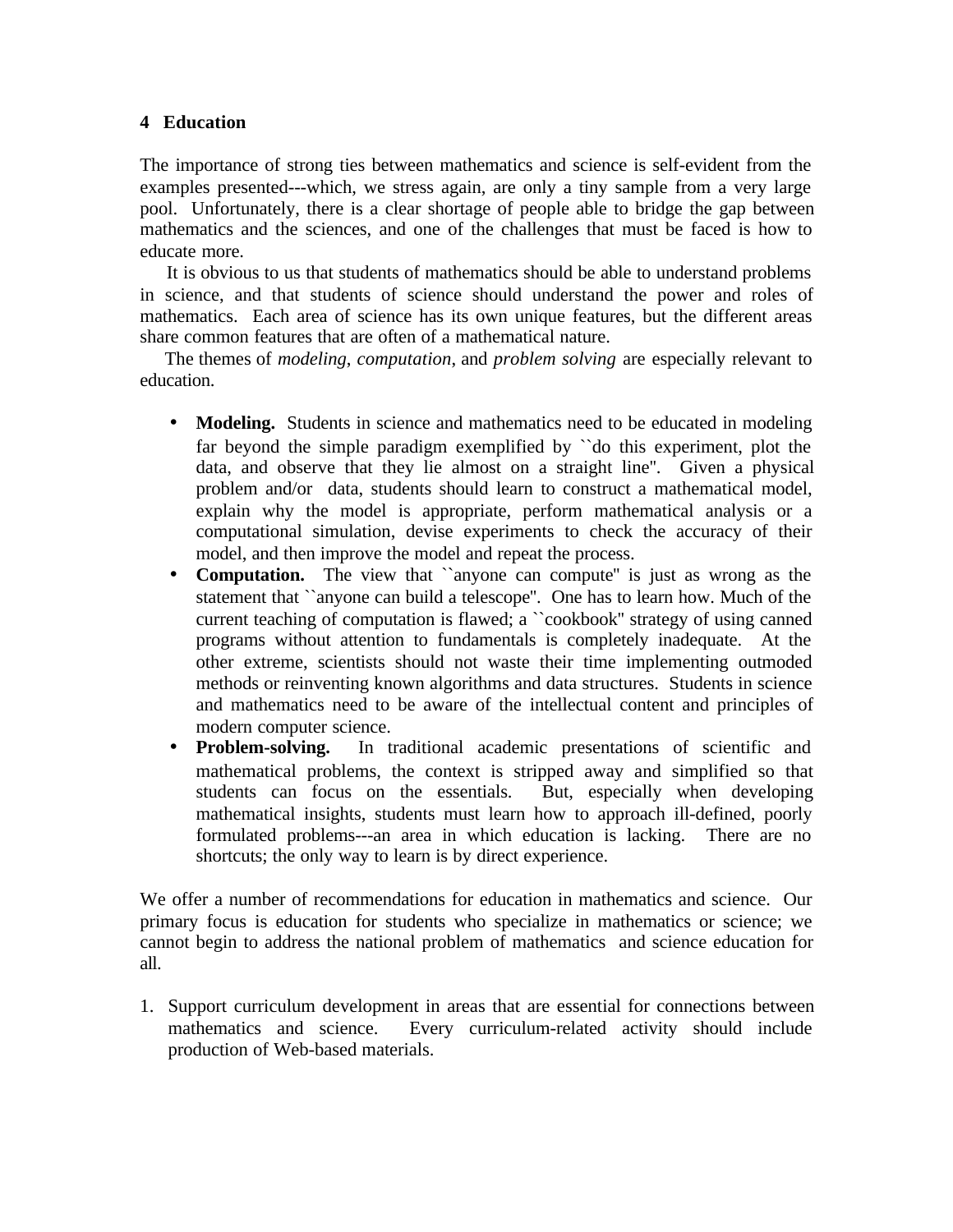## 4 Education

The importance of strong ties between mathematics and science is self-evident from the examples presented---which, we stress again, are only a tiny sample from a very large pool. Unfortunately, there is a clear shortage of people able to bridge the gap between mathematics and the sciences, and one of the challenges that must be faced is how to educate more.

It is obvious to us that students of mathematics should be able to understand problems in science, and that students of science should understand the power and roles of mathematics. Each area of science has its own unique features, but the different areas share common features that are often of a mathematical nature.

The themes of *modeling*, *computation*, and *problem solving* are especially relevant to education.

- **Modeling.** Students in science and mathematics need to be educated in modeling far beyond the simple paradigm exemplified by ``do this experiment, plot the data, and observe that they lie almost on a straight line''. Given a physical problem and/or data, students should learn to construct a mathematical model, explain why the model is appropriate, perform mathematical analysis or a computational simulation, devise experiments to check the accuracy of their model, and then improve the model and repeat the process.
- **Computation.** The view that ``anyone can compute'' is just as wrong as the statement that ``anyone can build a telescope''. One has to learn how. Much of the current teaching of computation is flawed; a ``cookbook'' strategy of using canned programs without attention to fundamentals is completely inadequate. At the other extreme, scientists should not waste their time implementing outmoded methods or reinventing known algorithms and data structures. Students in science and mathematics need to be aware of the intellectual content and principles of modern computer science.
- **Problem-solving.** In traditional academic presentations of scientific and mathematical problems, the context is stripped away and simplified so that students can focus on the essentials. But, especially when developing mathematical insights, students must learn how to approach ill-defined, poorly formulated problems---an area in which education is lacking. There are no shortcuts; the only way to learn is by direct experience.

We offer a number of recommendations for education in mathematics and science. Our primary focus is education for students who specialize in mathematics or science; we cannot begin to address the national problem of mathematics and science education for all.

1. Support curriculum development in areas that are essential for connections between mathematics and science. Every curriculum-related activity should include production of Web-based materials.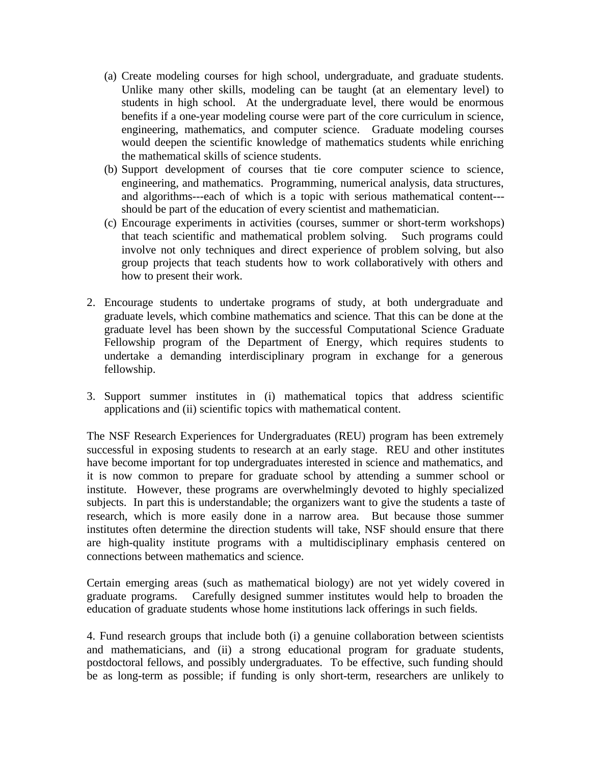(a) Create modeling courses for high school, undergraduate, and graduate students. Unlike many other skills, modeling can be taught (at an elementary level) to students in high school. At the undergraduate level, there would be enormous benefits if a one-year modeling course were part of the core curriculum in science, engineering, mathematics, and computer science. Graduate modeling courses would deepen the scientific knowledge of mathematics students while enriching the mathematical skills of science students.

(b) Support development of courses that tie core computer science to science, engineering, and mathematics. Programming, numerical analysis, data structures, and algorithms---each of which is a topic with serious mathematical content---should be part of the education of every scientist and mathematician.

(c) Encourage experiments in activities (courses, summer or short-term workshops) that teach scientific and mathematical problem solving. Such programs could involve not only techniques and direct experience of problem solving, but also group projects that teach students how to work collaboratively with others and how to present their work.

2. Encourage students to undertake programs of study, at both undergraduate and graduate levels, which combine mathematics and science. That this can be done at the graduate level has been shown by the successful Computational Science Graduate Fellowship program of the Department of Energy, which requires students to undertake a demanding interdisciplinary program in exchange for a generous fellowship.

3. Support summer institutes in (i) mathematical topics that address scientific applications and (ii) scientific topics with mathematical content.

The NSF Research Experiences for Undergraduates (REU) program has been extremely successful in exposing students to research at an early stage. REU and other institutes have become important for top undergraduates interested in science and mathematics, and it is now common to prepare for graduate school by attending a summer school or institute. However, these programs are overwhelmingly devoted to highly specialized subjects. In part this is understandable; the organizers want to give the students a taste of research, which is more easily done in a narrow area. But because those summer institutes often determine the direction students will take, NSF should ensure that there are high-quality institute programs with a multidisciplinary emphasis centered on connections between mathematics and science.

Certain emerging areas (such as mathematical biology) are not yet widely covered in graduate programs. Carefully designed summer institutes would help to broaden the education of graduate students whose home institutions lack offerings in such fields.

4. Fund research groups that include both (i) a genuine collaboration between scientists and mathematicians, and (ii) a strong educational program for graduate students, postdoctoral fellows, and possibly undergraduates. To be effective, such funding should be as long-term as possible; if funding is only short-term, researchers are unlikely to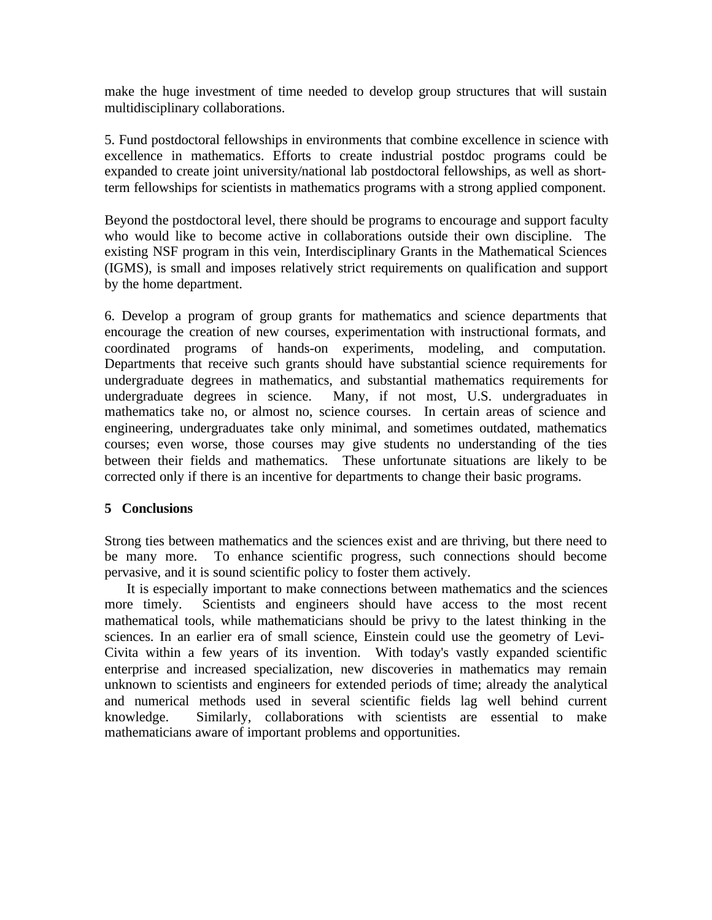make the huge investment of time needed to develop group structures that will sustain multidisciplinary collaborations.

5. Fund postdoctoral fellowships in environments that combine excellence in science with excellence in mathematics. Efforts to create industrial postdoc programs could be expanded to create joint university/national lab postdoctoral fellowships, as well as short-term fellowships for scientists in mathematics programs with a strong applied component.

Beyond the postdoctoral level, there should be programs to encourage and support faculty who would like to become active in collaborations outside their own discipline. The existing NSF program in this vein, Interdisciplinary Grants in the Mathematical Sciences (IGMS), is small and imposes relatively strict requirements on qualification and support by the home department.

6. Develop a program of group grants for mathematics and science departments that encourage the creation of new courses, experimentation with instructional formats, and coordinated programs of hands-on experiments, modeling, and computation. Departments that receive such grants should have substantial science requirements for undergraduate degrees in mathematics, and substantial mathematics requirements for undergraduate degrees in science. Many, if not most, U.S. undergraduates in mathematics take no, or almost no, science courses. In certain areas of science and engineering, undergraduates take only minimal, and sometimes outdated, mathematics courses; even worse, those courses may give students no understanding of the ties between their fields and mathematics. These unfortunate situations are likely to be corrected only if there is an incentive for departments to change their basic programs.

## 5 Conclusions

Strong ties between mathematics and the sciences exist and are thriving, but there need to be many more. To enhance scientific progress, such connections should become pervasive, and it is sound scientific policy to foster them actively.

It is especially important to make connections between mathematics and the sciences more timely. Scientists and engineers should have access to the most recent mathematical tools, while mathematicians should be privy to the latest thinking in the sciences. In an earlier era of small science, Einstein could use the geometry of Levi-Civita within a few years of its invention. With today's vastly expanded scientific enterprise and increased specialization, new discoveries in mathematics may remain unknown to scientists and engineers for extended periods of time; already the analytical and numerical methods used in several scientific fields lag well behind current knowledge. Similarly, collaborations with scientists are essential to make mathematicians aware of important problems and opportunities.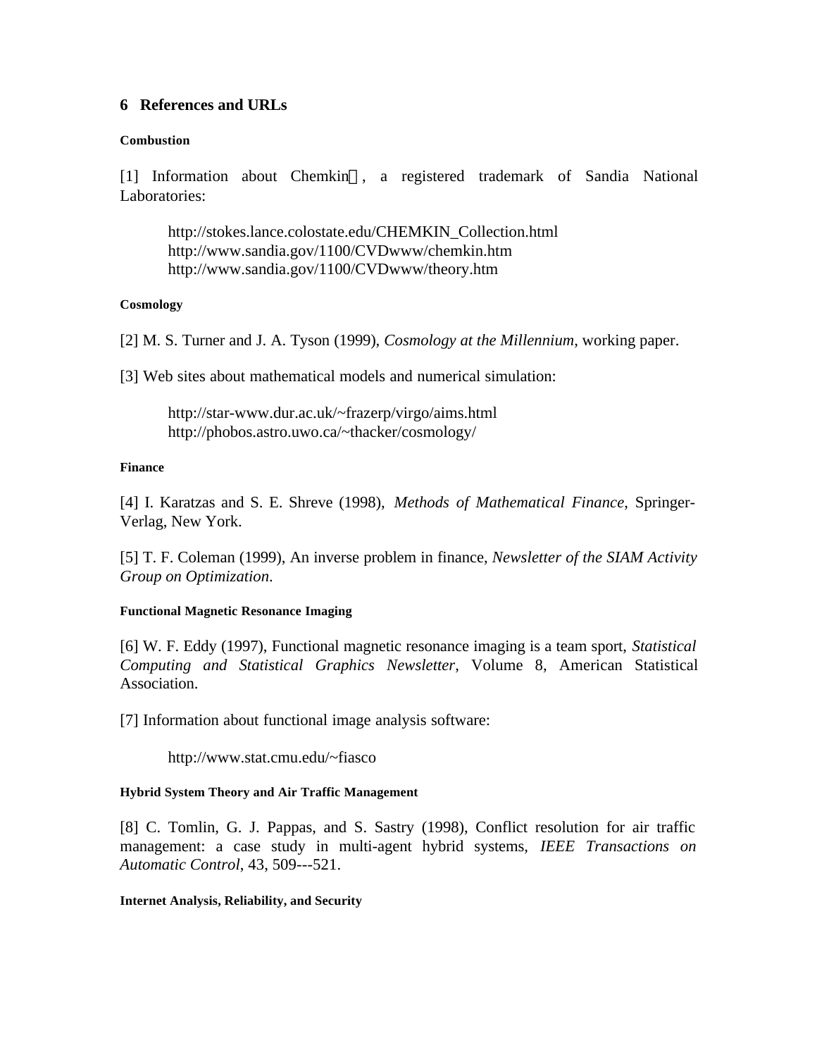## 6 References and URLs

#### Combustion

[1] Information about Chemkin, a registered trademark of Sandia National Laboratories:

> http://stokes.lance.colostate.edu/CHEMKIN_Collection.html
> http://www.sandia.gov/1100/CVDwww/chemkin.htm
> http://www.sandia.gov/1100/CVDwww/theory.htm

#### Cosmology

[2] M. S. Turner and J. A. Tyson (1999), *Cosmology at the Millennium*, working paper.

[3] Web sites about mathematical models and numerical simulation:

> http://star-www.dur.ac.uk/~frazerp/virgo/aims.html
> http://phobos.astro.uwo.ca/~thacker/cosmology/

#### Finance

[4] I. Karatzas and S. E. Shreve (1998), *Methods of Mathematical Finance*, Springer-Verlag, New York.

[5] T. F. Coleman (1999), An inverse problem in finance, *Newsletter of the SIAM Activity Group on Optimization*.

#### Functional Magnetic Resonance Imaging

[6] W. F. Eddy (1997), Functional magnetic resonance imaging is a team sport, *Statistical Computing and Statistical Graphics Newsletter*, Volume 8, American Statistical Association.

[7] Information about functional image analysis software:

> http://www.stat.cmu.edu/~fiasco

#### Hybrid System Theory and Air Traffic Management

[8] C. Tomlin, G. J. Pappas, and S. Sastry (1998), Conflict resolution for air traffic management: a case study in multi-agent hybrid systems, *IEEE Transactions on Automatic Control*, 43, 509---521.

#### Internet Analysis, Reliability, and Security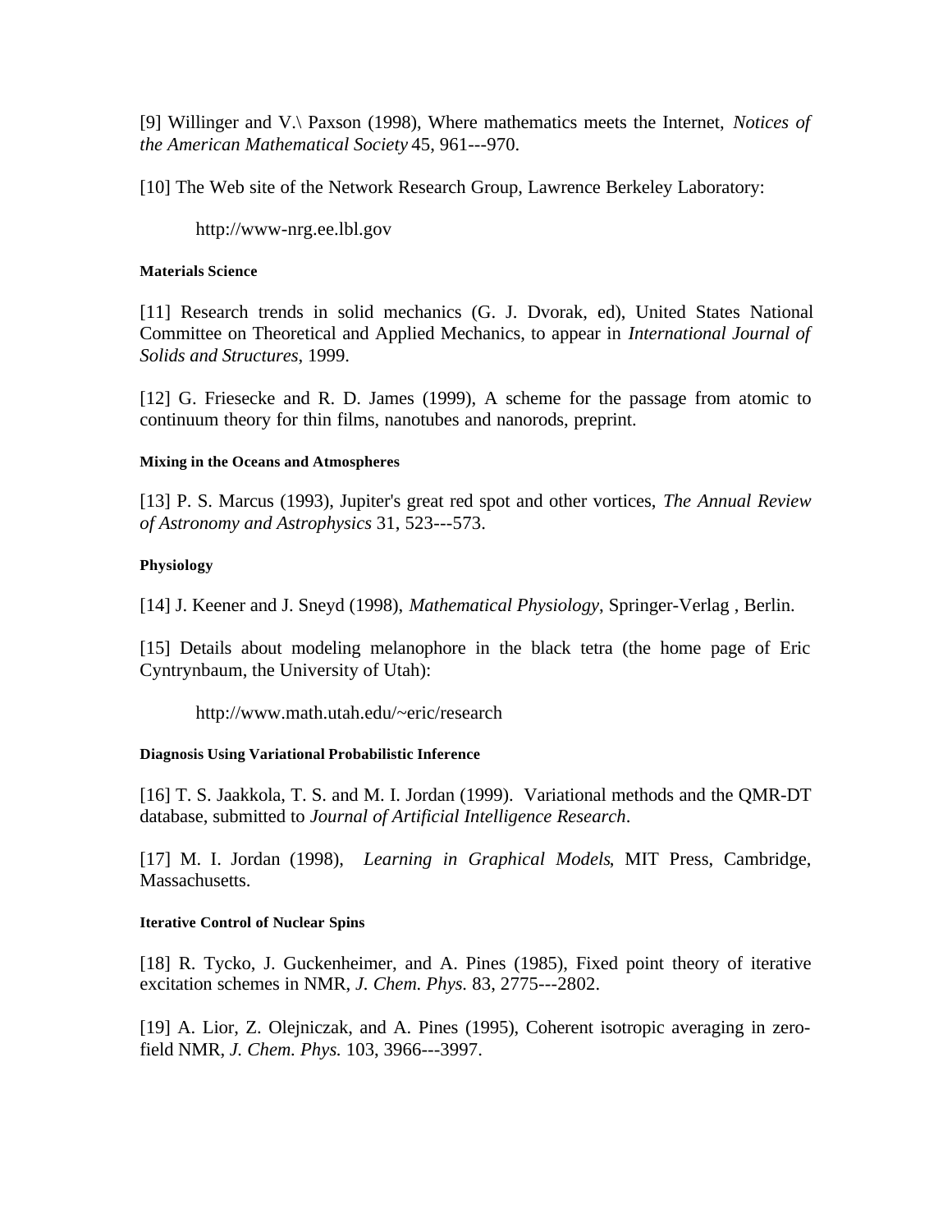[9] Willinger and V.\ Paxson (1998), Where mathematics meets the Internet, *Notices of the American Mathematical Society* 45, 961---970.

[10] The Web site of the Network Research Group, Lawrence Berkeley Laboratory:

http://www-nrg.ee.lbl.gov

#### Materials Science

[11] Research trends in solid mechanics (G. J. Dvorak, ed), United States National Committee on Theoretical and Applied Mechanics, to appear in *International Journal of Solids and Structures*, 1999.

[12] G. Friesecke and R. D. James (1999), A scheme for the passage from atomic to continuum theory for thin films, nanotubes and nanorods, preprint.

#### Mixing in the Oceans and Atmospheres

[13] P. S. Marcus (1993), Jupiter's great red spot and other vortices, *The Annual Review of Astronomy and Astrophysics* 31, 523---573.

#### Physiology

[14] J. Keener and J. Sneyd (1998), *Mathematical Physiology*, Springer-Verlag , Berlin.

[15] Details about modeling melanophore in the black tetra (the home page of Eric Cyntrynbaum, the University of Utah):

http://www.math.utah.edu/~eric/research

#### Diagnosis Using Variational Probabilistic Inference

[16] T. S. Jaakkola, T. S. and M. I. Jordan (1999). Variational methods and the QMR-DT database, submitted to *Journal of Artificial Intelligence Research*.

[17] M. I. Jordan (1998), *Learning in Graphical Models*, MIT Press, Cambridge, Massachusetts.

#### Iterative Control of Nuclear Spins

[18] R. Tycko, J. Guckenheimer, and A. Pines (1985), Fixed point theory of iterative excitation schemes in NMR, *J. Chem. Phys.* 83, 2775---2802.

[19] A. Lior, Z. Olejniczak, and A. Pines (1995), Coherent isotropic averaging in zero-field NMR, *J. Chem. Phys.* 103, 3966---3997.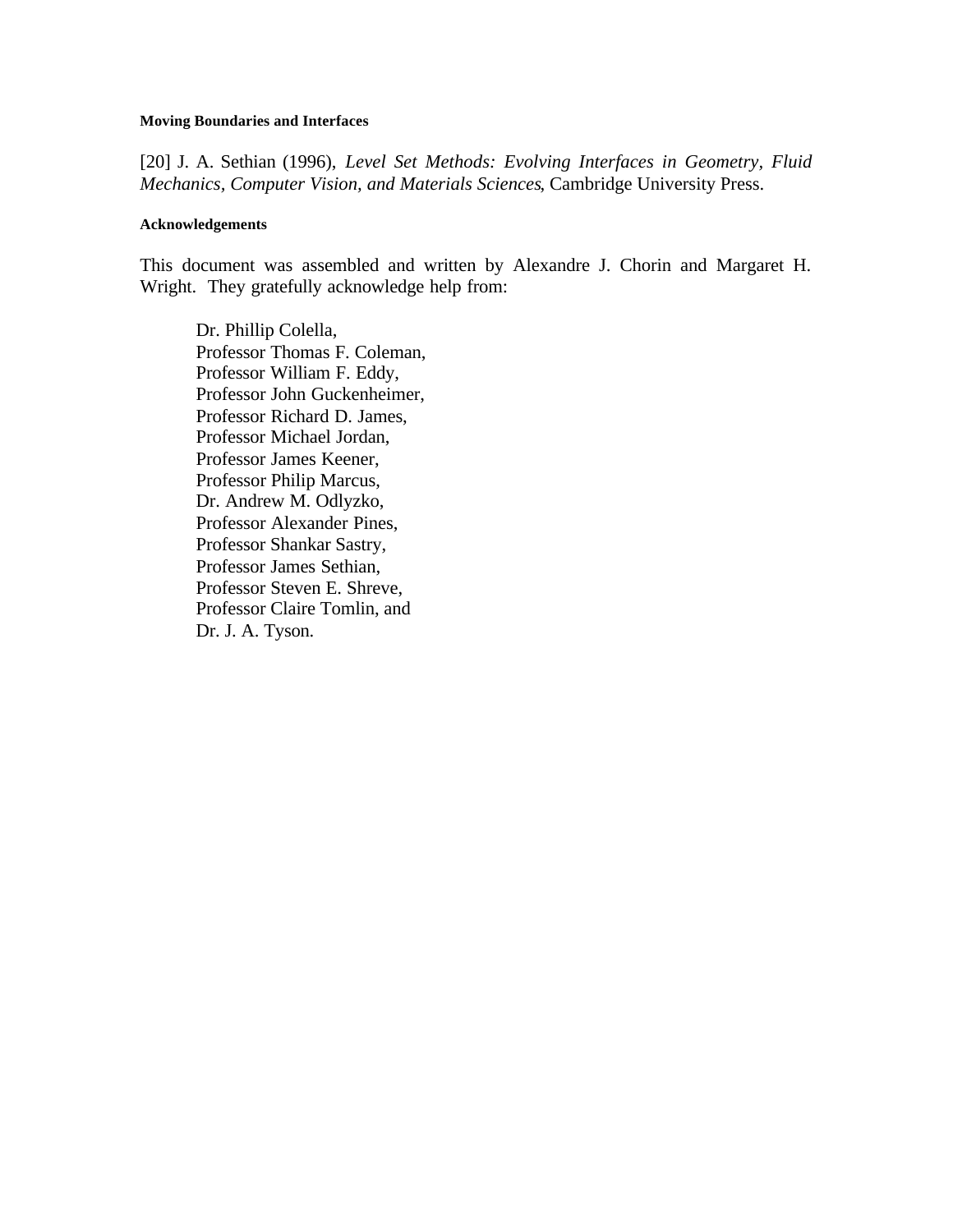#### Moving Boundaries and Interfaces

[20] J. A. Sethian (1996), *Level Set Methods: Evolving Interfaces in Geometry, Fluid Mechanics, Computer Vision, and Materials Sciences*, Cambridge University Press.

#### Acknowledgements

This document was assembled and written by Alexandre J. Chorin and Margaret H. Wright. They gratefully acknowledge help from:

Dr. Phillip Colella,
Professor Thomas F. Coleman,
Professor William F. Eddy,
Professor John Guckenheimer,
Professor Richard D. James,
Professor Michael Jordan,
Professor James Keener,
Professor Philip Marcus,
Dr. Andrew M. Odlyzko,
Professor Alexander Pines,
Professor Shankar Sastry,
Professor James Sethian,
Professor Steven E. Shreve,
Professor Claire Tomlin, and
Dr. J. A. Tyson.